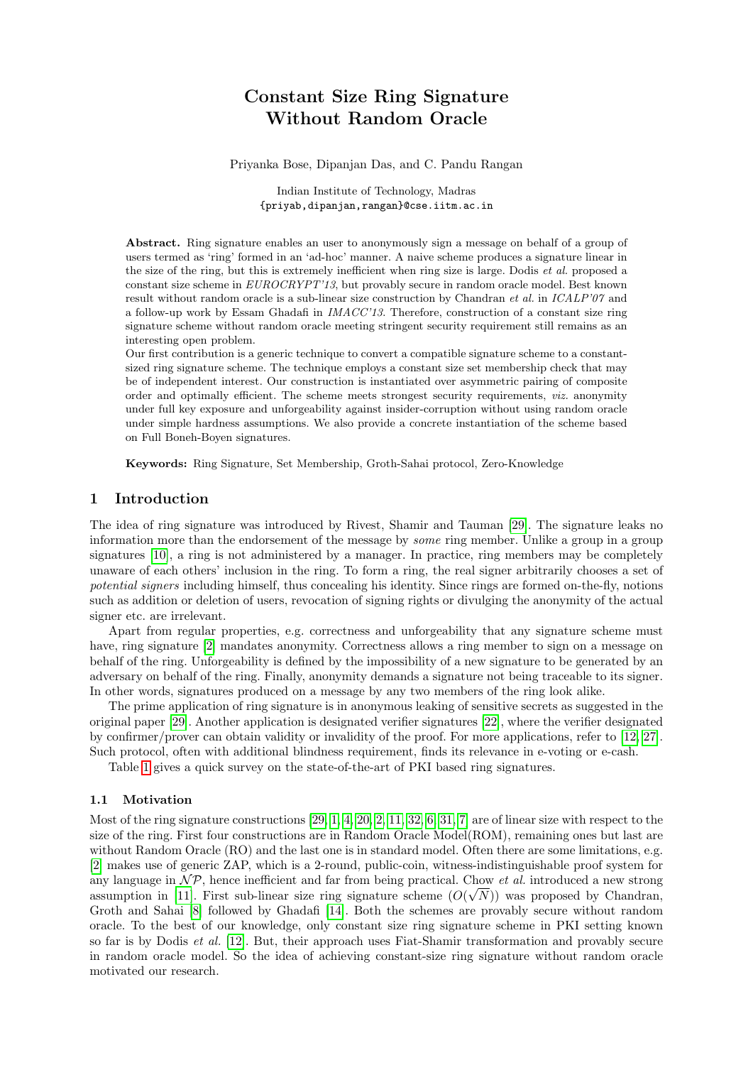# Constant Size Ring Signature Without Random Oracle

Priyanka Bose, Dipanjan Das, and C. Pandu Rangan

Indian Institute of Technology, Madras
{priyab,dipanjan,rangan}@cse.iitm.ac.in

**Abstract.** Ring signature enables an user to anonymously sign a message on behalf of a group of users termed as 'ring' formed in an 'ad-hoc' manner. A naive scheme produces a signature linear in the size of the ring, but this is extremely inefficient when ring size is large. Dodis *et al.* proposed a constant size scheme in *EUROCRYPT'13*, but provably secure in random oracle model. Best known result without random oracle is a sub-linear size construction by Chandran *et al.* in *ICALP'07* and a follow-up work by Essam Ghadafi in *IMACC'13*. Therefore, construction of a constant size ring signature scheme without random oracle meeting stringent security requirement still remains as an interesting open problem.

Our first contribution is a generic technique to convert a compatible signature scheme to a constant-sized ring signature scheme. The technique employs a constant size set membership check that may be of independent interest. Our construction is instantiated over asymmetric pairing of composite order and optimally efficient. The scheme meets strongest security requirements, *viz.* anonymity under full key exposure and unforgeability against insider-corruption without using random oracle under simple hardness assumptions. We also provide a concrete instantiation of the scheme based on Full Boneh-Boyen signatures.

**Keywords:** Ring Signature, Set Membership, Groth-Sahai protocol, Zero-Knowledge

## 1 Introduction

The idea of ring signature was introduced by Rivest, Shamir and Tauman [29]. The signature leaks no information more than the endorsement of the message by *some* ring member. Unlike a group in a group signatures [10], a ring is not administered by a manager. In practice, ring members may be completely unaware of each others' inclusion in the ring. To form a ring, the real signer arbitrarily chooses a set of *potential signers* including himself, thus concealing his identity. Since rings are formed on-the-fly, notions such as addition or deletion of users, revocation of signing rights or divulging the anonymity of the actual signer etc. are irrelevant.

Apart from regular properties, e.g. correctness and unforgeability that any signature scheme must have, ring signature [2] mandates anonymity. Correctness allows a ring member to sign on a message on behalf of the ring. Unforgeability is defined by the impossibility of a new signature to be generated by an adversary on behalf of the ring. Finally, anonymity demands a signature not being traceable to its signer. In other words, signatures produced on a message by any two members of the ring look alike.

The prime application of ring signature is in anonymous leaking of sensitive secrets as suggested in the original paper [29]. Another application is designated verifier signatures [22], where the verifier designated by confirmer/prover can obtain validity or invalidity of the proof. For more applications, refer to [12, 27]. Such protocol, often with additional blindness requirement, finds its relevance in e-voting or e-cash.

Table 1 gives a quick survey on the state-of-the-art of PKI based ring signatures.

### 1.1 Motivation

Most of the ring signature constructions [29, 1, 4, 20, 2, 11, 32, 6, 31, 7] are of linear size with respect to the size of the ring. First four constructions are in Random Oracle Model(ROM), remaining ones but last are without Random Oracle (RO) and the last one is in standard model. Often there are some limitations, e.g. [2] makes use of generic ZAP, which is a 2-round, public-coin, witness-indistinguishable proof system for any language in $\mathcal{NP}$, hence inefficient and far from being practical. Chow *et al.* introduced a new strong assumption in [11]. First sub-linear size ring signature scheme ($O(\sqrt{N})$) was proposed by Chandran, Groth and Sahai [8] followed by Ghadafi [14]. Both the schemes are provably secure without random oracle. To the best of our knowledge, only constant size ring signature scheme in PKI setting known so far is by Dodis *et al.* [12]. But, their approach uses Fiat-Shamir transformation and provably secure in random oracle model. So the idea of achieving constant-size ring signature without random oracle motivated our research.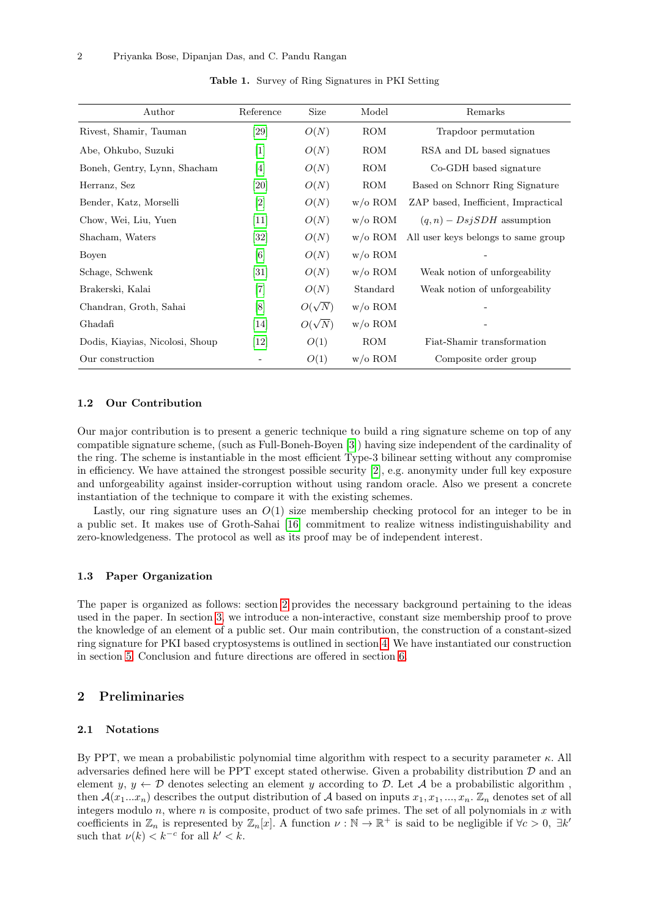**Table 1.** Survey of Ring Signatures in PKI Setting

| Author | Reference | Size | Model | Remarks |
|---|---|---|---|---|
| Rivest, Shamir, Tauman | [29] | $O(N)$ | ROM | Trapdoor permutation |
| Abe, Ohkubo, Suzuki | [1] | $O(N)$ | ROM | RSA and DL based signatues |
| Boneh, Gentry, Lynn, Shacham | [4] | $O(N)$ | ROM | Co-GDH based signature |
| Herranz, Sez | [20] | $O(N)$ | ROM | Based on Schnorr Ring Signature |
| Bender, Katz, Morselli | [2] | $O(N)$ | w/o ROM | ZAP based, Inefficient, Impractical |
| Chow, Wei, Liu, Yuen | [11] | $O(N)$ | w/o ROM | $(q, n) - DsjSDH$ assumption |
| Shacham, Waters | [32] | $O(N)$ | w/o ROM | All user keys belongs to same group |
| Boyen | [6] | $O(N)$ | w/o ROM | - |
| Schage, Schwenk | [31] | $O(N)$ | w/o ROM | Weak notion of unforgeability |
| Brakerski, Kalai | [7] | $O(N)$ | Standard | Weak notion of unforgeability |
| Chandran, Groth, Sahai | [8] | $O(\sqrt{N})$ | w/o ROM | - |
| Ghadafi | [14] | $O(\sqrt{N})$ | w/o ROM | - |
| Dodis, Kiayias, Nicolosi, Shoup | [12] | $O(1)$ | ROM | Fiat-Shamir transformation |
| Our construction | - | $O(1)$ | w/o ROM | Composite order group |

### 1.2 Our Contribution

Our major contribution is to present a generic technique to build a ring signature scheme on top of any compatible signature scheme, (such as Full-Boneh-Boyen [3]) having size independent of the cardinality of the ring. The scheme is instantiable in the most efficient Type-3 bilinear setting without any compromise in efficiency. We have attained the strongest possible security [2], e.g. anonymity under full key exposure and unforgeability against insider-corruption without using random oracle. Also we present a concrete instantiation of the technique to compare it with the existing schemes.

Lastly, our ring signature uses an $O(1)$ size membership checking protocol for an integer to be in a public set. It makes use of Groth-Sahai [16] commitment to realize witness indistinguishability and zero-knowledgeness. The protocol as well as its proof may be of independent interest.

### 1.3 Paper Organization

The paper is organized as follows: section 2 provides the necessary background pertaining to the ideas used in the paper. In section 3, we introduce a non-interactive, constant size membership proof to prove the knowledge of an element of a public set. Our main contribution, the construction of a constant-sized ring signature for PKI based cryptosystems is outlined in section 4. We have instantiated our construction in section 5. Conclusion and future directions are offered in section 6.

## 2 Preliminaries

### 2.1 Notations

By PPT, we mean a probabilistic polynomial time algorithm with respect to a security parameter $\kappa$. All adversaries defined here will be PPT except stated otherwise. Given a probability distribution $\mathcal{D}$ and an element $y$, $y \leftarrow \mathcal{D}$ denotes selecting an element $y$ according to $\mathcal{D}$. Let $\mathcal{A}$ be a probabilistic algorithm , then $\mathcal{A}(x_1 ... x_n)$ describes the output distribution of $\mathcal{A}$ based on inputs $x_1, x_1, ..., x_n$. $\mathbb{Z}_n$ denotes set of all integers modulo $n$, where $n$ is composite, product of two safe primes. The set of all polynomials in $x$ with coefficients in $\mathbb{Z}_n$ is represented by $\mathbb{Z}_n[x]$. A function $\nu : \mathbb{N} \rightarrow \mathbb{R}^+$ is said to be negligible if $\forall c > 0$, $\exists k'$ such that $\nu(k) < k^{-c}$ for all $k' < k$.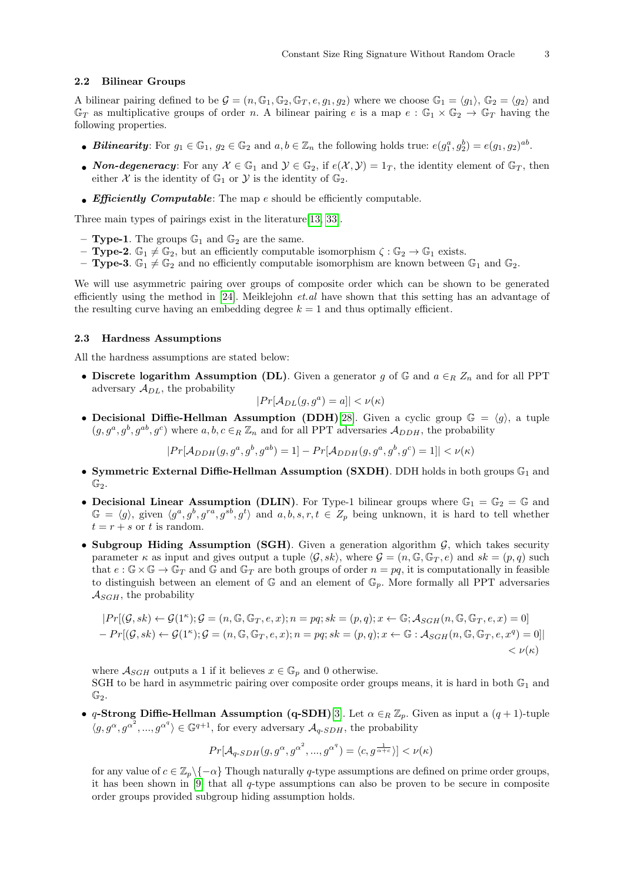### 2.2 Bilinear Groups

A bilinear pairing defined to be $\mathcal{G} = (n, \mathbb{G}_1, \mathbb{G}_2, \mathbb{G}_T, e, g_1, g_2)$ where we choose $\mathbb{G}_1 = \langle g_1 \rangle$, $\mathbb{G}_2 = \langle g_2 \rangle$ and $\mathbb{G}_T$ as multiplicative groups of order $n$. A bilinear pairing $e$ is a map $e : \mathbb{G}_1 \times \mathbb{G}_2 \to \mathbb{G}_T$ having the following properties.

- ***Bilinearity***: For $g_1 \in \mathbb{G}_1$, $g_2 \in \mathbb{G}_2$ and $a, b \in \mathbb{Z}_n$ the following holds true: $e(g_1^a, g_2^b) = e(g_1, g_2)^{ab}$.
- ***Non-degeneracy***: For any $\mathcal{X} \in \mathbb{G}_1$ and $\mathcal{Y} \in \mathbb{G}_2$, if $e(\mathcal{X}, \mathcal{Y}) = 1_T$, the identity element of $\mathbb{G}_T$, then either $\mathcal{X}$ is the identity of $\mathbb{G}_1$ or $\mathcal{Y}$ is the identity of $\mathbb{G}_2$.
- ***Efficiently Computable***: The map $e$ should be efficiently computable.

Three main types of pairings exist in the literature[13, 33].

- **Type-1**. The groups $\mathbb{G}_1$ and $\mathbb{G}_2$ are the same.
- **Type-2**. $\mathbb{G}_1 \neq \mathbb{G}_2$, but an efficiently computable isomorphism $\zeta : \mathbb{G}_2 \to \mathbb{G}_1$ exists.
- **Type-3**. $\mathbb{G}_1 \neq \mathbb{G}_2$ and no efficiently computable isomorphism are known between $\mathbb{G}_1$ and $\mathbb{G}_2$.

We will use asymmetric pairing over groups of composite order which can be shown to be generated efficiently using the method in [24]. Meiklejohn *et.al* have shown that this setting has an advantage of the resulting curve having an embedding degree $k = 1$ and thus optimally efficient.

### 2.3 Hardness Assumptions

All the hardness assumptions are stated below:

- **Discrete logarithm Assumption (DL)**. Given a generator $g$ of $\mathbb{G}$ and $a \in_R Z_n$ and for all PPT adversary $\mathcal{A}_{DL}$, the probability
$$|Pr[\mathcal{A}_{DL}(g, g^a) = a]| < \nu(\kappa)$$
- **Decisional Diffie-Hellman Assumption (DDH)**[28]. Given a cyclic group $\mathbb{G} = \langle g \rangle$, a tuple $(g, g^a, g^b, g^{ab}, g^c)$ where $a, b, c \in_R \mathbb{Z}_n$ and for all PPT adversaries $\mathcal{A}_{DDH}$, the probability
$$|Pr[\mathcal{A}_{DDH}(g, g^a, g^b, g^{ab}) = 1] - Pr[\mathcal{A}_{DDH}(g, g^a, g^b, g^c) = 1]| < \nu(\kappa)$$
- **Symmetric External Diffie-Hellman Assumption (SXDH)**. DDH holds in both groups $\mathbb{G}_1$ and $\mathbb{G}_2$.
- **Decisional Linear Assumption (DLIN)**. For Type-1 bilinear groups where $\mathbb{G}_1 = \mathbb{G}_2 = \mathbb{G}$ and $\mathbb{G} = \langle g \rangle$, given $\langle g^a, g^b, g^{ra}, g^{sb}, g^t \rangle$ and $a, b, s, r, t \in Z_p$ being unknown, it is hard to tell whether $t = r + s$ or $t$ is random.
- **Subgroup Hiding Assumption (SGH)**. Given a generation algorithm $\mathcal{G}$, which takes security parameter $\kappa$ as input and gives output a tuple $\langle \mathcal{G}, sk \rangle$, where $\mathcal{G} = (n, \mathbb{G}, \mathbb{G}_T, e)$ and $sk = (p, q)$ such that $e : \mathbb{G} \times \mathbb{G} \to \mathbb{G}_T$ and $\mathbb{G}$ and $\mathbb{G}_T$ are both groups of order $n = pq$, it is computationally in feasible to distinguish between an element of $\mathbb{G}$ and an element of $\mathbb{G}_p$. More formally all PPT adversaries $\mathcal{A}_{SGH}$, the probability
$$\begin{aligned}&|Pr[(\mathcal{G}, sk) \leftarrow \mathcal{G}(1^\kappa); \mathcal{G} = (n, \mathbb{G}, \mathbb{G}_T, e, x); n = pq; sk = (p, q); x \leftarrow \mathbb{G}; \mathcal{A}_{SGH}(n, \mathbb{G}, \mathbb{G}_T, e, x) = 0] \\ &- Pr[(\mathcal{G}, sk) \leftarrow \mathcal{G}(1^\kappa); \mathcal{G} = (n, \mathbb{G}, \mathbb{G}_T, e, x); n = pq; sk = (p, q); x \leftarrow \mathbb{G} : \mathcal{A}_{SGH}(n, \mathbb{G}, \mathbb{G}_T, e, x^q) = 0]| \\ &< \nu(\kappa)\end{aligned}$$
where $\mathcal{A}_{SGH}$ outputs a 1 if it believes $x \in \mathbb{G}_p$ and 0 otherwise.
SGH to be hard in asymmetric pairing over composite order groups means, it is hard in both $\mathbb{G}_1$ and $\mathbb{G}_2$.
- ***q*-Strong Diffie-Hellman Assumption (q-SDH)**[3]. Let $\alpha \in_R \mathbb{Z}_p$. Given as input a $(q+1)$-tuple $\langle g, g^\alpha, g^{\alpha^2}, ..., g^{\alpha^q} \rangle \in \mathbb{G}^{q+1}$, for every adversary $\mathcal{A}_{q\text{-}SDH}$, the probability
$$Pr[\mathcal{A}_{q\text{-}SDH}(g, g^\alpha, g^{\alpha^2}, ..., g^{\alpha^q}) = \langle c, g^{\frac{1}{\alpha + c}} \rangle] < \nu(\kappa)$$
for any value of $c \in \mathbb{Z}_p \backslash \{-\alpha\}$ Though naturally $q$-type assumptions are defined on prime order groups, it has been shown in [9] that all $q$-type assumptions can also be proven to be secure in composite order groups provided subgroup hiding assumption holds.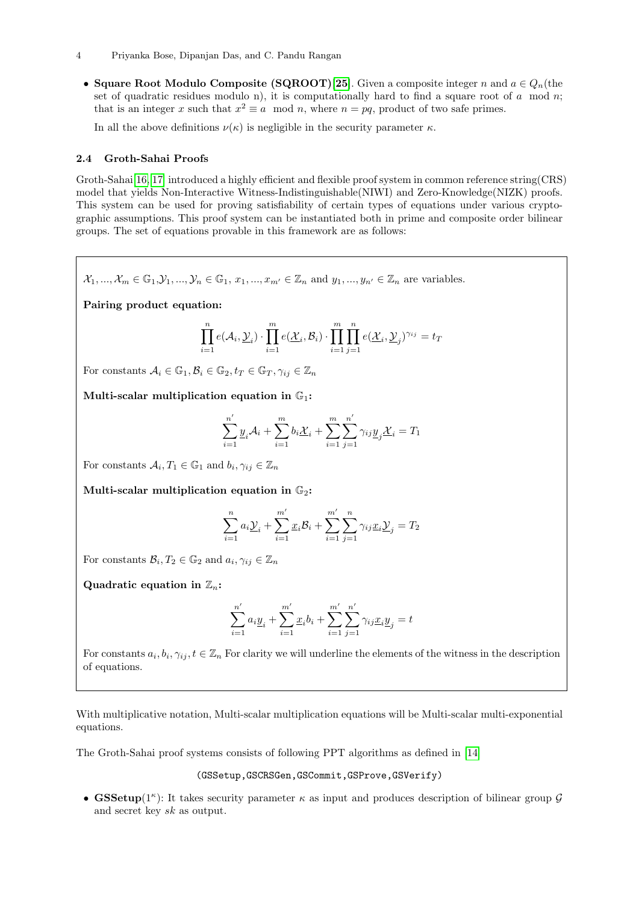- **Square Root Modulo Composite (SQROOT)[25]**. Given a composite integer $n$ and $a \in Q_n$(the set of quadratic residues modulo n), it is computationally hard to find a square root of $a \mod n$; that is an integer $x$ such that $x^2 \equiv a \mod n$, where $n = pq$, product of two safe primes.

  In all the above definitions $\nu(\kappa)$ is negligible in the security parameter $\kappa$.

### 2.4 Groth-Sahai Proofs

Groth-Sahai[16, 17] introduced a highly efficient and flexible proof system in common reference string(CRS) model that yields Non-Interactive Witness-Indistinguishable(NIWI) and Zero-Knowledge(NIZK) proofs. This system can be used for proving satisfiability of certain types of equations under various cryptographic assumptions. This proof system can be instantiated both in prime and composite order bilinear groups. The set of equations provable in this framework are as follows:

$\mathcal{X}_1, ..., \mathcal{X}_m \in \mathbb{G}_1, \mathcal{Y}_1, ..., \mathcal{Y}_n \in \mathbb{G}_1$, $x_1, ..., x_{m'} \in \mathbb{Z}_n$ and $y_1, ..., y_{n'} \in \mathbb{Z}_n$ are variables.

**Pairing product equation:**

$$\prod_{i=1}^{n} e(\mathcal{A}_i, \underline{\mathcal{Y}}_i) \cdot \prod_{i=1}^{m} e(\underline{\mathcal{X}}_i, \mathcal{B}_i) \cdot \prod_{i=1}^{m} \prod_{j=1}^{n} e(\underline{\mathcal{X}}_i, \underline{\mathcal{Y}}_j)^{\gamma_{ij}} = t_T$$

For constants $\mathcal{A}_i \in \mathbb{G}_1, \mathcal{B}_i \in \mathbb{G}_2, t_T \in \mathbb{G}_T, \gamma_{ij} \in \mathbb{Z}_n$

**Multi-scalar multiplication equation in $\mathbb{G}_1$:**

$$\sum_{i=1}^{n'} \underline{y}_i \mathcal{A}_i + \sum_{i=1}^{m} b_i \underline{\mathcal{X}}_i + \sum_{i=1}^{m} \sum_{j=1}^{n'} \gamma_{ij} \underline{y}_j \underline{\mathcal{X}}_i = T_1$$

For constants $\mathcal{A}_i, T_1 \in \mathbb{G}_1$ and $b_i, \gamma_{ij} \in \mathbb{Z}_n$

**Multi-scalar multiplication equation in $\mathbb{G}_2$:**

$$\sum_{i=1}^{n} a_i \underline{\mathcal{Y}}_i + \sum_{i=1}^{m'} \underline{x}_i \mathcal{B}_i + \sum_{i=1}^{m'} \sum_{j=1}^{n} \gamma_{ij} \underline{x}_i \underline{\mathcal{Y}}_j = T_2$$

For constants $\mathcal{B}_i, T_2 \in \mathbb{G}_2$ and $a_i, \gamma_{ij} \in \mathbb{Z}_n$

**Quadratic equation in $\mathbb{Z}_n$:**

$$\sum_{i=1}^{n'} a_i \underline{y}_i + \sum_{i=1}^{m'} \underline{x}_i b_i + \sum_{i=1}^{m'} \sum_{j=1}^{n'} \gamma_{ij} \underline{x}_i \underline{y}_j = t$$

For constants $a_i, b_i, \gamma_{ij}, t \in \mathbb{Z}_n$ For clarity we will underline the elements of the witness in the description of equations.

With multiplicative notation, Multi-scalar multiplication equations will be Multi-scalar multi-exponential equations.

The Groth-Sahai proof systems consists of following PPT algorithms as defined in [14]

(GSSetup, GSCRSGen, GSCommit, GSProve, GSVerify)

- **GSSetup**$(1^\kappa)$: It takes security parameter $\kappa$ as input and produces description of bilinear group $\mathcal{G}$ and secret key $sk$ as output.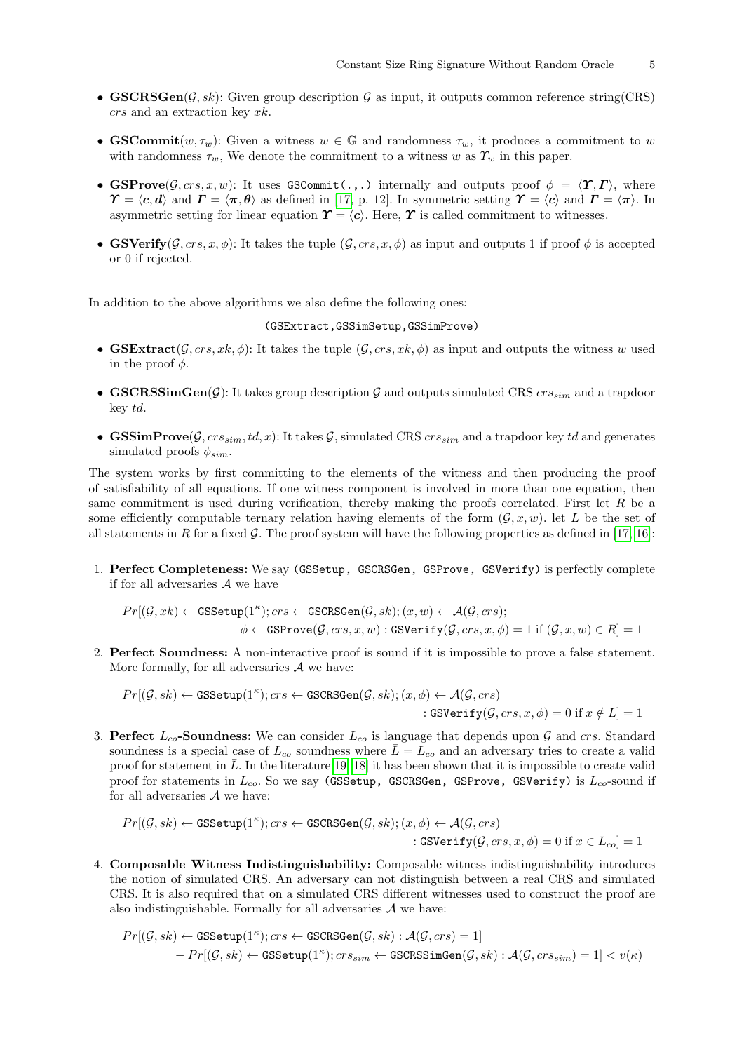- **GSCRSGen**($\mathcal{G}, sk$): Given group description $\mathcal{G}$ as input, it outputs common reference string(CRS) $crs$ and an extraction key $xk$.
- **GSCommit**($w, \tau_w$): Given a witness $w \in \mathbb{G}$ and randomness $\tau_w$, it produces a commitment to $w$ with randomness $\tau_w$, We denote the commitment to a witness $w$ as $\Upsilon_w$ in this paper.
- **GSProve**($\mathcal{G}, crs, x, w$): It uses `GSCommit(.,.)` internally and outputs proof $\phi = \langle \boldsymbol{\Upsilon}, \boldsymbol{\Gamma} \rangle$, where $\boldsymbol{\Upsilon} = \langle \boldsymbol{c}, \boldsymbol{d} \rangle$ and $\boldsymbol{\Gamma} = \langle \boldsymbol{\pi}, \boldsymbol{\theta} \rangle$ as defined in [17, p. 12]. In symmetric setting $\boldsymbol{\Upsilon} = \langle \boldsymbol{c} \rangle$ and $\boldsymbol{\Gamma} = \langle \boldsymbol{\pi} \rangle$. In asymmetric setting for linear equation $\boldsymbol{\Upsilon} = \langle \boldsymbol{c} \rangle$. Here, $\boldsymbol{\Upsilon}$ is called commitment to witnesses.
- **GSVerify**($\mathcal{G}, crs, x, \phi$): It takes the tuple $(\mathcal{G}, crs, x, \phi)$ as input and outputs 1 if proof $\phi$ is accepted or 0 if rejected.

In addition to the above algorithms we also define the following ones:

`(GSExtract,GSSimSetup,GSSimProve)`

- **GSExtract**($\mathcal{G}, crs, xk, \phi$): It takes the tuple $(\mathcal{G}, crs, xk, \phi)$ as input and outputs the witness $w$ used in the proof $\phi$.
- **GSCRSSimGen**($\mathcal{G}$): It takes group description $\mathcal{G}$ and outputs simulated CRS $crs_{sim}$ and a trapdoor key $td$.
- **GSSimProve**($\mathcal{G}, crs_{sim}, td, x$): It takes $\mathcal{G}$, simulated CRS $crs_{sim}$ and a trapdoor key $td$ and generates simulated proofs $\phi_{sim}$.

The system works by first committing to the elements of the witness and then producing the proof of satisfiability of all equations. If one witness component is involved in more than one equation, then same commitment is used during verification, thereby making the proofs correlated. First let $R$ be a some efficiently computable ternary relation having elements of the form $(\mathcal{G}, x, w)$. let $L$ be the set of all statements in $R$ for a fixed $\mathcal{G}$. The proof system will have the following properties as defined in [17, 16]:

1. **Perfect Completeness:** We say (`GSSetup, GSCRSGen, GSProve, GSVerify`) is perfectly complete if for all adversaries $\mathcal{A}$ we have

$$Pr[(\mathcal{G}, xk) \leftarrow \texttt{GSSetup}(1^\kappa); crs \leftarrow \texttt{GSCRSGen}(\mathcal{G}, sk); (x, w) \leftarrow \mathcal{A}(\mathcal{G}, crs);$$
$$\phi \leftarrow \texttt{GSProve}(\mathcal{G}, crs, x, w) : \texttt{GSVerify}(\mathcal{G}, crs, x, \phi) = 1 \text{ if } (\mathcal{G}, x, w) \in R] = 1$$

2. **Perfect Soundness:** A non-interactive proof is sound if it is impossible to prove a false statement. More formally, for all adversaries $\mathcal{A}$ we have:

$$Pr[(\mathcal{G}, sk) \leftarrow \texttt{GSSetup}(1^\kappa); crs \leftarrow \texttt{GSCRSGen}(\mathcal{G}, sk); (x, \phi) \leftarrow \mathcal{A}(\mathcal{G}, crs)$$
$$: \texttt{GSVerify}(\mathcal{G}, crs, x, \phi) = 0 \text{ if } x \notin L] = 1$$

3. **Perfect $L_{co}$-Soundness:** We can consider $L_{co}$ is language that depends upon $\mathcal{G}$ and $crs$. Standard soundness is a special case of $L_{co}$ soundness where $\bar{L} = L_{co}$ and an adversary tries to create a valid proof for statement in $\bar{L}$. In the literature[19, 18] it has been shown that it is impossible to create valid proof for statements in $L_{co}$. So we say (`GSSetup, GSCRSGen, GSProve, GSVerify`) is $L_{co}$-sound if for all adversaries $\mathcal{A}$ we have:

$$Pr[(\mathcal{G}, sk) \leftarrow \texttt{GSSetup}(1^\kappa); crs \leftarrow \texttt{GSCRSGen}(\mathcal{G}, sk); (x, \phi) \leftarrow \mathcal{A}(\mathcal{G}, crs)$$
$$: \texttt{GSVerify}(\mathcal{G}, crs, x, \phi) = 0 \text{ if } x \in L_{co}] = 1$$

4. **Composable Witness Indistinguishability:** Composable witness indistinguishability introduces the notion of simulated CRS. An adversary can not distinguish between a real CRS and simulated CRS. It is also required that on a simulated CRS different witnesses used to construct the proof are also indistinguishable. Formally for all adversaries $\mathcal{A}$ we have:

$$Pr[(\mathcal{G}, sk) \leftarrow \texttt{GSSetup}(1^\kappa); crs \leftarrow \texttt{GSCRSGen}(\mathcal{G}, sk) : \mathcal{A}(\mathcal{G}, crs) = 1]$$
$$- Pr[(\mathcal{G}, sk) \leftarrow \texttt{GSSetup}(1^\kappa); crs_{sim} \leftarrow \texttt{GSCRSSimGen}(\mathcal{G}, sk) : \mathcal{A}(\mathcal{G}, crs_{sim}) = 1] < v(\kappa)$$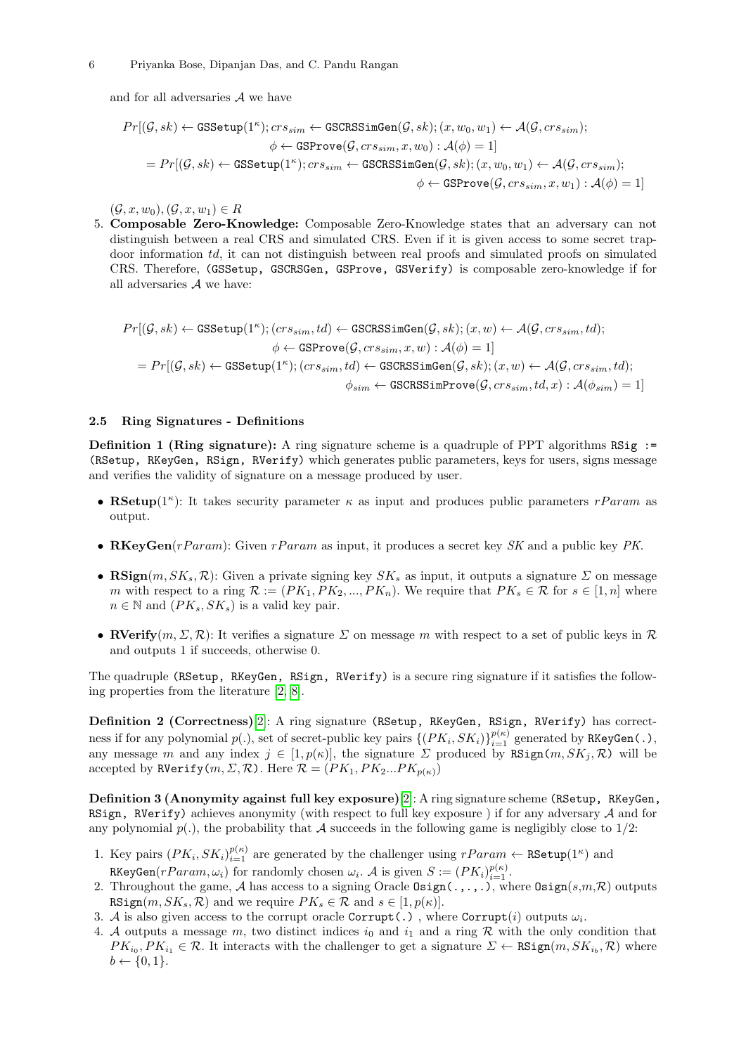and for all adversaries $\mathcal{A}$ we have

$$
\begin{aligned}
&Pr[(\mathcal{G}, sk) \leftarrow \texttt{GSSetup}(1^\kappa); crs_{sim} \leftarrow \texttt{GSCRSSimGen}(\mathcal{G}, sk); (x, w_0, w_1) \leftarrow \mathcal{A}(\mathcal{G}, crs_{sim}); \\
&\qquad \phi \leftarrow \texttt{GSProve}(\mathcal{G}, crs_{sim}, x, w_0) : \mathcal{A}(\phi) = 1] \\
&= Pr[(\mathcal{G}, sk) \leftarrow \texttt{GSSetup}(1^\kappa); crs_{sim} \leftarrow \texttt{GSCRSSimGen}(\mathcal{G}, sk); (x, w_0, w_1) \leftarrow \mathcal{A}(\mathcal{G}, crs_{sim}); \\
&\qquad \phi \leftarrow \texttt{GSProve}(\mathcal{G}, crs_{sim}, x, w_1) : \mathcal{A}(\phi) = 1]
\end{aligned}
$$

$(\mathcal{G}, x, w_0), (\mathcal{G}, x, w_1) \in R$

5. **Composable Zero-Knowledge:** Composable Zero-Knowledge states that an adversary can not distinguish between a real CRS and simulated CRS. Even if it is given access to some secret trapdoor information $td$, it can not distinguish between real proofs and simulated proofs on simulated CRS. Therefore, (GSSetup, GSCRSGen, GSProve, GSVerify) is composable zero-knowledge if for all adversaries $\mathcal{A}$ we have:

$$
\begin{aligned}
&Pr[(\mathcal{G}, sk) \leftarrow \texttt{GSSetup}(1^\kappa); (crs_{sim}, td) \leftarrow \texttt{GSCRSSimGen}(\mathcal{G}, sk); (x, w) \leftarrow \mathcal{A}(\mathcal{G}, crs_{sim}, td); \\
&\qquad \phi \leftarrow \texttt{GSProve}(\mathcal{G}, crs_{sim}, x, w) : \mathcal{A}(\phi) = 1] \\
&= Pr[(\mathcal{G}, sk) \leftarrow \texttt{GSSetup}(1^\kappa); (crs_{sim}, td) \leftarrow \texttt{GSCRSSimGen}(\mathcal{G}, sk); (x, w) \leftarrow \mathcal{A}(\mathcal{G}, crs_{sim}, td); \\
&\qquad \phi_{sim} \leftarrow \texttt{GSCRSSimProve}(\mathcal{G}, crs_{sim}, td, x) : \mathcal{A}(\phi_{sim}) = 1]
\end{aligned}
$$

### 2.5 Ring Signatures - Definitions

**Definition 1 (Ring signature):** A ring signature scheme is a quadruple of PPT algorithms RSig := (RSetup, RKeyGen, RSign, RVerify) which generates public parameters, keys for users, signs message and verifies the validity of signature on a message produced by user.

- **RSetup**$(1^\kappa)$: It takes security parameter $\kappa$ as input and produces public parameters $rParam$ as output.
- **RKeyGen**$(rParam)$: Given $rParam$ as input, it produces a secret key $SK$ and a public key $PK$.
- **RSign**$(m, SK_s, \mathcal{R})$: Given a private signing key $SK_s$ as input, it outputs a signature $\Sigma$ on message $m$ with respect to a ring $\mathcal{R} := (PK_1, PK_2, ..., PK_n)$. We require that $PK_s \in \mathcal{R}$ for $s \in [1, n]$ where $n \in \mathbb{N}$ and $(PK_s, SK_s)$ is a valid key pair.
- **RVerify**$(m, \Sigma, \mathcal{R})$: It verifies a signature $\Sigma$ on message $m$ with respect to a set of public keys in $\mathcal{R}$ and outputs 1 if succeeds, otherwise 0.

The quadruple (RSetup, RKeyGen, RSign, RVerify) is a secure ring signature if it satisfies the following properties from the literature [2, 8].

**Definition 2 (Correctness)**[2]: A ring signature (RSetup, RKeyGen, RSign, RVerify) has correctness if for any polynomial $p(.)$, set of secret-public key pairs $\{(PK_i, SK_i)\}_{i=1}^{p(\kappa)}$ generated by RKeyGen(.), any message $m$ and any index $j \in [1, p(\kappa)]$, the signature $\Sigma$ produced by RSign$(m, SK_j, \mathcal{R})$ will be accepted by RVerify$(m, \Sigma, \mathcal{R})$. Here $\mathcal{R} = (PK_1, PK_2...PK_{p(\kappa)})$

**Definition 3 (Anonymity against full key exposure)**[2]: A ring signature scheme (RSetup, RKeyGen, RSign, RVerify) achieves anonymity (with respect to full key exposure ) if for any adversary $\mathcal{A}$ and for any polynomial $p(.)$, the probability that $\mathcal{A}$ succeeds in the following game is negligibly close to 1/2:

1. Key pairs $(PK_i, SK_i)_{i=1}^{p(\kappa)}$ are generated by the challenger using $rParam \leftarrow$ RSetup$(1^\kappa)$ and RKeyGen$(rParam, \omega_i)$ for randomly chosen $\omega_i$. $\mathcal{A}$ is given $S := (PK_i)_{i=1}^{p(\kappa)}$.
2. Throughout the game, $\mathcal{A}$ has access to a signing Oracle Osign(.,.,.), where Osign$(s, m, \mathcal{R})$ outputs RSign$(m, SK_s, \mathcal{R})$ and we require $PK_s \in \mathcal{R}$ and $s \in [1, p(\kappa)]$.
3. $\mathcal{A}$ is also given access to the corrupt oracle Corrupt(.) , where Corrupt$(i)$ outputs $\omega_i$.
4. $\mathcal{A}$ outputs a message $m$, two distinct indices $i_0$ and $i_1$ and a ring $\mathcal{R}$ with the only condition that $PK_{i_0}, PK_{i_1} \in \mathcal{R}$. It interacts with the challenger to get a signature $\Sigma \leftarrow$ RSign$(m, SK_{i_b}, \mathcal{R})$ where $b \leftarrow \{0, 1\}$.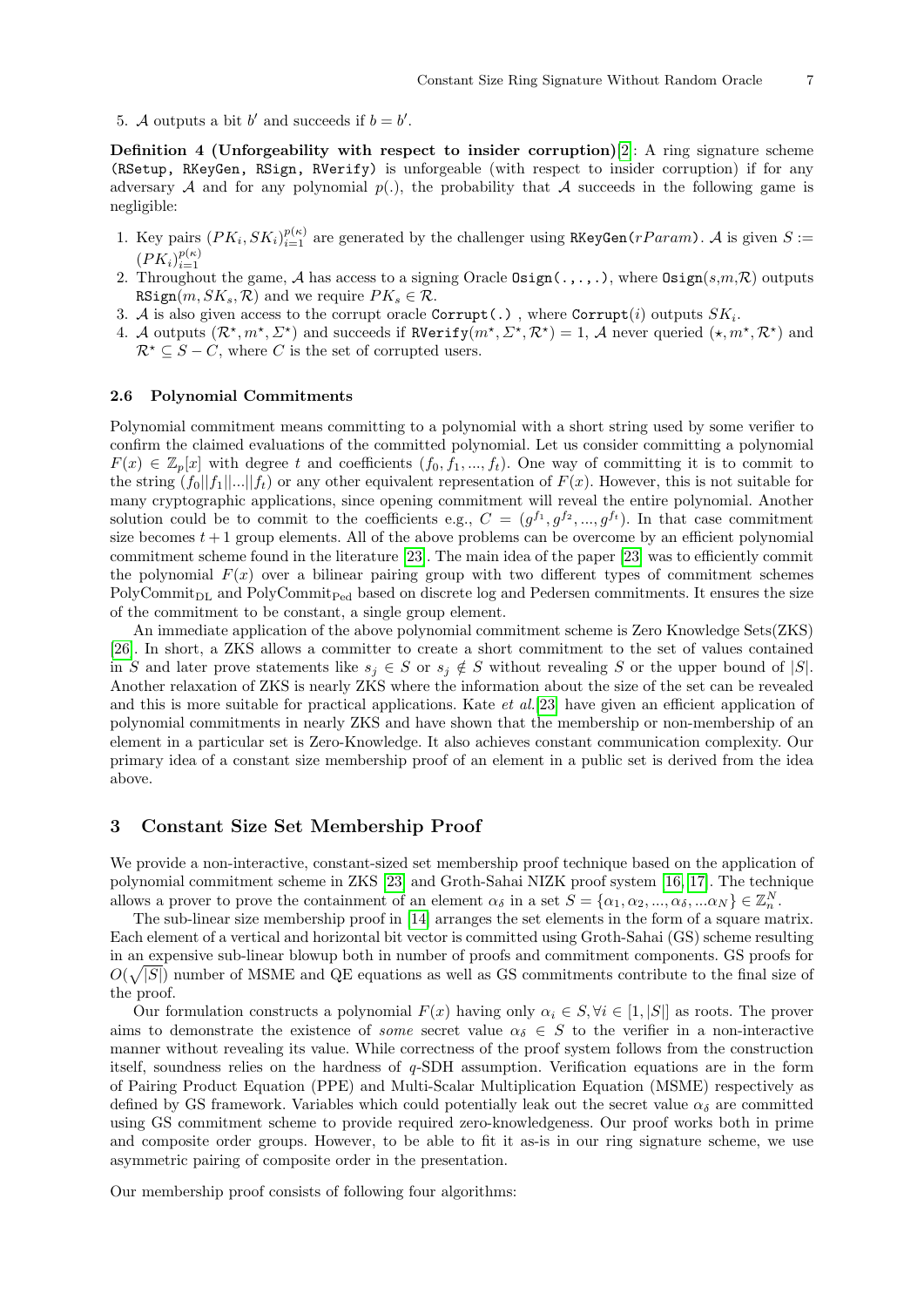5. $\mathcal{A}$ outputs a bit $b'$ and succeeds if $b = b'$.

**Definition 4 (Unforgeability with respect to insider corruption)**[2]: A ring signature scheme (RSetup, RKeyGen, RSign, RVerify) is unforgeable (with respect to insider corruption) if for any adversary $\mathcal{A}$ and for any polynomial $p(.)$, the probability that $\mathcal{A}$ succeeds in the following game is negligible:

1. Key pairs $(PK_i, SK_i)_{i=1}^{p(\kappa)}$ are generated by the challenger using RKeyGen($rParam$). $\mathcal{A}$ is given $S := (PK_i)_{i=1}^{p(\kappa)}$
2. Throughout the game, $\mathcal{A}$ has access to a signing Oracle Osign(.,.,.), where Osign($s$,$m$,$\mathcal{R}$) outputs RSign($m, SK_s, \mathcal{R}$) and we require $PK_s \in \mathcal{R}$.
3. $\mathcal{A}$ is also given access to the corrupt oracle Corrupt(.) , where Corrupt($i$) outputs $SK_i$.
4. $\mathcal{A}$ outputs $(\mathcal{R}^\star, m^\star, \Sigma^\star)$ and succeeds if RVerify($m^\star, \Sigma^\star, \mathcal{R}^\star$) = 1, $\mathcal{A}$ never queried $(\star, m^\star, \mathcal{R}^\star)$ and $\mathcal{R}^\star \subseteq S - C$, where $C$ is the set of corrupted users.

### 2.6 Polynomial Commitments

Polynomial commitment means committing to a polynomial with a short string used by some verifier to confirm the claimed evaluations of the committed polynomial. Let us consider committing a polynomial $F(x) \in \mathbb{Z}_p[x]$ with degree $t$ and coefficients $(f_0, f_1, ..., f_t)$. One way of committing it is to commit to the string $(f_0||f_1||...||f_t)$ or any other equivalent representation of $F(x)$. However, this is not suitable for many cryptographic applications, since opening commitment will reveal the entire polynomial. Another solution could be to commit to the coefficients e.g., $C = (g^{f_1}, g^{f_2}, ..., g^{f_t})$. In that case commitment size becomes $t+1$ group elements. All of the above problems can be overcome by an efficient polynomial commitment scheme found in the literature [23]. The main idea of the paper [23] was to efficiently commit the polynomial $F(x)$ over a bilinear pairing group with two different types of commitment schemes $\text{PolyCommit}_{\text{DL}}$ and $\text{PolyCommit}_{\text{Ped}}$ based on discrete log and Pedersen commitments. It ensures the size of the commitment to be constant, a single group element.

An immediate application of the above polynomial commitment scheme is Zero Knowledge Sets(ZKS) [26]. In short, a ZKS allows a committer to create a short commitment to the set of values contained in $S$ and later prove statements like $s_j \in S$ or $s_j \notin S$ without revealing $S$ or the upper bound of $|S|$. Another relaxation of ZKS is nearly ZKS where the information about the size of the set can be revealed and this is more suitable for practical applications. Kate *et al.*[23] have given an efficient application of polynomial commitments in nearly ZKS and have shown that the membership or non-membership of an element in a particular set is Zero-Knowledge. It also achieves constant communication complexity. Our primary idea of a constant size membership proof of an element in a public set is derived from the idea above.

## 3 Constant Size Set Membership Proof

We provide a non-interactive, constant-sized set membership proof technique based on the application of polynomial commitment scheme in ZKS [23] and Groth-Sahai NIZK proof system [16, 17]. The technique allows a prover to prove the containment of an element $\alpha_\delta$ in a set $S = \{\alpha_1, \alpha_2, ..., \alpha_\delta, ...\alpha_N\} \in \mathbb{Z}_n^N$.

The sub-linear size membership proof in [14] arranges the set elements in the form of a square matrix. Each element of a vertical and horizontal bit vector is committed using Groth-Sahai (GS) scheme resulting in an expensive sub-linear blowup both in number of proofs and commitment components. GS proofs for $O(\sqrt{|S|})$ number of MSME and QE equations as well as GS commitments contribute to the final size of the proof.

Our formulation constructs a polynomial $F(x)$ having only $\alpha_i \in S, \forall i \in [1, |S|]$ as roots. The prover aims to demonstrate the existence of *some* secret value $\alpha_\delta \in S$ to the verifier in a non-interactive manner without revealing its value. While correctness of the proof system follows from the construction itself, soundness relies on the hardness of $q$-SDH assumption. Verification equations are in the form of Pairing Product Equation (PPE) and Multi-Scalar Multiplication Equation (MSME) respectively as defined by GS framework. Variables which could potentially leak out the secret value $\alpha_\delta$ are committed using GS commitment scheme to provide required zero-knowledgeness. Our proof works both in prime and composite order groups. However, to be able to fit it as-is in our ring signature scheme, we use asymmetric pairing of composite order in the presentation.

Our membership proof consists of following four algorithms: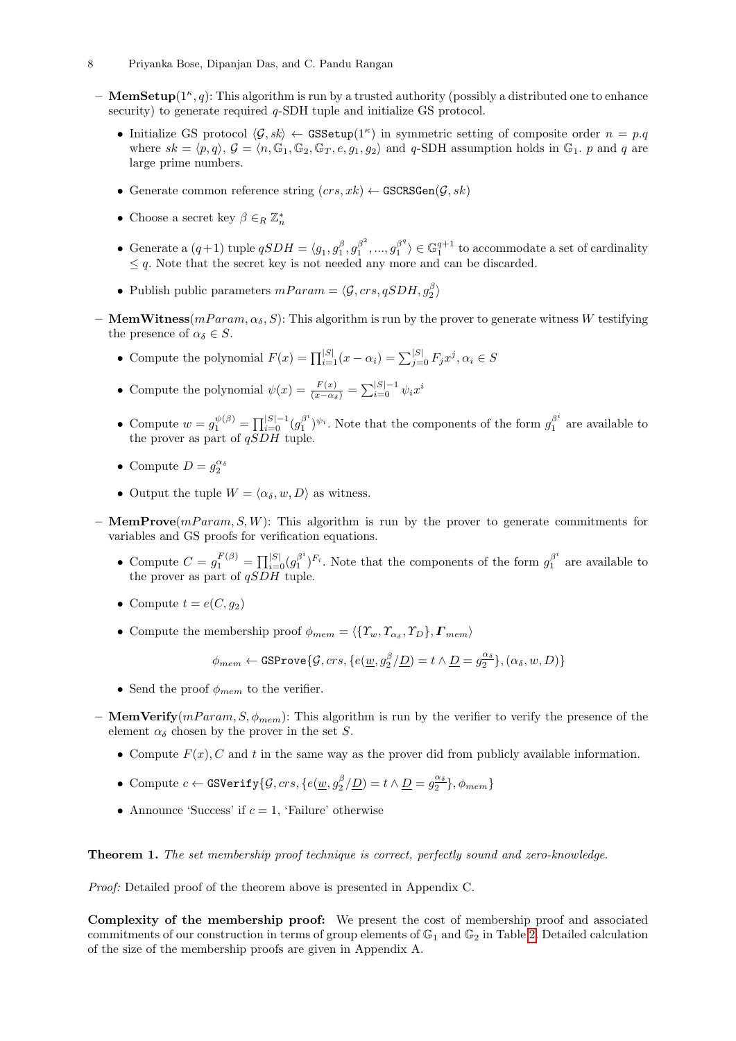- **MemSetup**$(1^\kappa, q)$: This algorithm is run by a trusted authority (possibly a distributed one to enhance security) to generate required $q$-SDH tuple and initialize GS protocol.
  - Initialize GS protocol $\langle \mathcal{G}, sk \rangle \leftarrow \texttt{GSSetup}(1^\kappa)$ in symmetric setting of composite order $n = p.q$ where $sk = \langle p, q \rangle$, $\mathcal{G} = \langle n, \mathbb{G}_1, \mathbb{G}_2, \mathbb{G}_T, e, g_1, g_2 \rangle$ and $q$-SDH assumption holds in $\mathbb{G}_1$. $p$ and $q$ are large prime numbers.
  - Generate common reference string $(crs, xk) \leftarrow \texttt{GSCRSGen}(\mathcal{G}, sk)$
  - Choose a secret key $\beta \in_R \mathbb{Z}_n^*$
  - Generate a $(q+1)$ tuple $qSDH = \langle g_1, g_1^\beta, g_1^{\beta^2}, ..., g_1^{\beta^q} \rangle \in \mathbb{G}_1^{q+1}$ to accommodate a set of cardinality $\leq q$. Note that the secret key is not needed any more and can be discarded.
  - Publish public parameters $mParam = \langle \mathcal{G}, crs, qSDH, g_2^\beta \rangle$
- **MemWitness**$(mParam, \alpha_\delta, S)$: This algorithm is run by the prover to generate witness $W$ testifying the presence of $\alpha_\delta \in S$.
  - Compute the polynomial $F(x) = \prod_{i=1}^{|S|}(x - \alpha_i) = \sum_{j=0}^{|S|} F_j x^j, \alpha_i \in S$
  - Compute the polynomial $\psi(x) = \frac{F(x)}{(x-\alpha_\delta)} = \sum_{i=0}^{|S|-1} \psi_i x^i$
  - Compute $w = g_1^{\psi(\beta)} = \prod_{i=0}^{|S|-1}(g_1^{\beta^i})^{\psi_i}$. Note that the components of the form $g_1^{\beta^i}$ are available to the prover as part of $qSDH$ tuple.
  - Compute $D = g_2^{\alpha_\delta}$
  - Output the tuple $W = \langle \alpha_\delta, w, D \rangle$ as witness.
- **MemProve**$(mParam, S, W)$: This algorithm is run by the prover to generate commitments for variables and GS proofs for verification equations.
  - Compute $C = g_1^{F(\beta)} = \prod_{i=0}^{|S|}(g_1^{\beta^i})^{F_i}$. Note that the components of the form $g_1^{\beta^i}$ are available to the prover as part of $qSDH$ tuple.
  - Compute $t = e(C, g_2)$
  - Compute the membership proof $\phi_{mem} = \langle \{\Upsilon_w, \Upsilon_{\alpha_\delta}, \Upsilon_D\}, \boldsymbol{\Gamma}_{mem} \rangle$

    $$\phi_{mem} \leftarrow \texttt{GSProve}\{\mathcal{G}, crs, \{e(\underline{w}, g_2^\beta/\underline{D}) = t \wedge \underline{D} = g_2^{\underline{\alpha_\delta}}\}, (\alpha_\delta, w, D)\}$$

  - Send the proof $\phi_{mem}$ to the verifier.
- **MemVerify**$(mParam, S, \phi_{mem})$: This algorithm is run by the verifier to verify the presence of the element $\alpha_\delta$ chosen by the prover in the set $S$.
  - Compute $F(x), C$ and $t$ in the same way as the prover did from publicly available information.
  - Compute $c \leftarrow \texttt{GSVerify}\{\mathcal{G}, crs, \{e(\underline{w}, g_2^\beta/\underline{D}) = t \wedge \underline{D} = g_2^{\underline{\alpha_\delta}}\}, \phi_{mem}\}$
  - Announce 'Success' if $c = 1$, 'Failure' otherwise

**Theorem 1.** *The set membership proof technique is correct, perfectly sound and zero-knowledge.*

*Proof:* Detailed proof of the theorem above is presented in Appendix C.

**Complexity of the membership proof:** We present the cost of membership proof and associated commitments of our construction in terms of group elements of $\mathbb{G}_1$ and $\mathbb{G}_2$ in Table 2. Detailed calculation of the size of the membership proofs are given in Appendix A.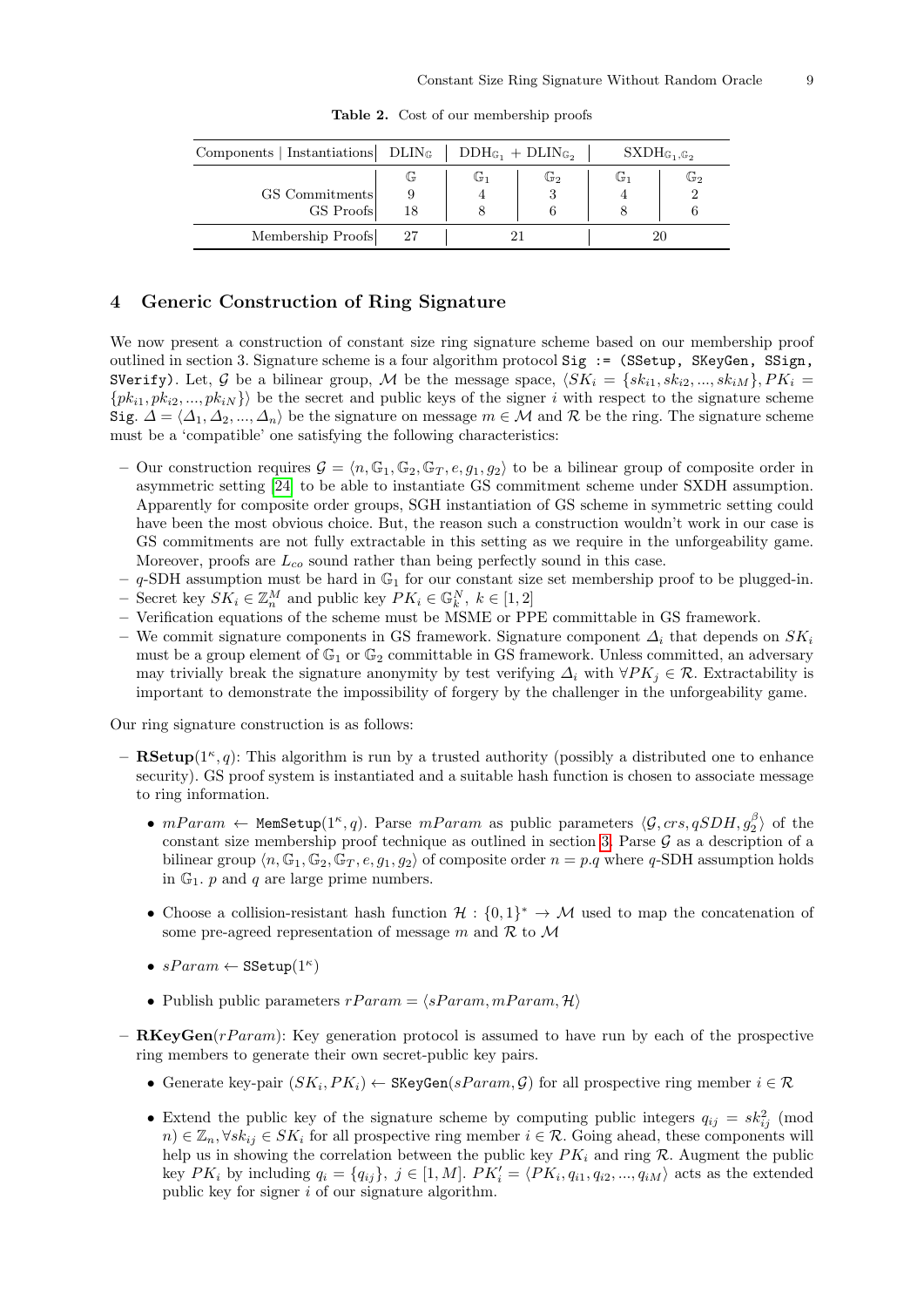**Table 2.** Cost of our membership proofs

| Components \| Instantiations | $DLIN_{\mathbb{G}}$ | $DDH_{\mathbb{G}_1}$ + $DLIN_{\mathbb{G}_2}$ | | $SXDH_{\mathbb{G}_1,\mathbb{G}_2}$ | |
|---|---|---|---|---|---|
| | $\mathbb{G}$ | $\mathbb{G}_1$ | $\mathbb{G}_2$ | $\mathbb{G}_1$ | $\mathbb{G}_2$ |
| GS Commitments | 9 | 4 | 3 | 4 | 2 |
| GS Proofs | 18 | 8 | 6 | 8 | 6 |
| Membership Proofs | 27 | 21 | | 20 | |

## 4 Generic Construction of Ring Signature

We now present a construction of constant size ring signature scheme based on our membership proof outlined in section 3. Signature scheme is a four algorithm protocol `Sig := (SSetup, SKeyGen, SSign, SVerify)`. Let, $\mathcal{G}$ be a bilinear group, $\mathcal{M}$ be the message space, $\langle SK_i = \{sk_{i1}, sk_{i2}, ..., sk_{iM}\}, PK_i = \{pk_{i1}, pk_{i2}, ..., pk_{iN}\}\rangle$ be the secret and public keys of the signer $i$ with respect to the signature scheme `Sig`. $\Delta = \langle \Delta_1, \Delta_2, ..., \Delta_n \rangle$ be the signature on message $m \in \mathcal{M}$ and $\mathcal{R}$ be the ring. The signature scheme must be a 'compatible' one satisfying the following characteristics:

- Our construction requires $\mathcal{G} = \langle n, \mathbb{G}_1, \mathbb{G}_2, \mathbb{G}_T, e, g_1, g_2 \rangle$ to be a bilinear group of composite order in asymmetric setting [24] to be able to instantiate GS commitment scheme under SXDH assumption. Apparently for composite order groups, SGH instantiation of GS scheme in symmetric setting could have been the most obvious choice. But, the reason such a construction wouldn't work in our case is GS commitments are not fully extractable in this setting as we require in the unforgeability game. Moreover, proofs are $L_{co}$ sound rather than being perfectly sound in this case.
- $q$-SDH assumption must be hard in $\mathbb{G}_1$ for our constant size set membership proof to be plugged-in.
- Secret key $SK_i \in \mathbb{Z}_n^M$ and public key $PK_i \in \mathbb{G}_k^N,\ k \in [1, 2]$
- Verification equations of the scheme must be MSME or PPE committable in GS framework.
- We commit signature components in GS framework. Signature component $\Delta_i$ that depends on $SK_i$ must be a group element of $\mathbb{G}_1$ or $\mathbb{G}_2$ committable in GS framework. Unless committed, an adversary may trivially break the signature anonymity by test verifying $\Delta_i$ with $\forall PK_j \in \mathcal{R}$. Extractability is important to demonstrate the impossibility of forgery by the challenger in the unforgeability game.

Our ring signature construction is as follows:

- **RSetup**$(1^\kappa, q)$: This algorithm is run by a trusted authority (possibly a distributed one to enhance security). GS proof system is instantiated and a suitable hash function is chosen to associate message to ring information.
  - $mParam \leftarrow$ `MemSetup`$(1^\kappa, q)$. Parse $mParam$ as public parameters $\langle \mathcal{G}, crs, qSDH, g_2^\beta \rangle$ of the constant size membership proof technique as outlined in section 3. Parse $\mathcal{G}$ as a description of a bilinear group $\langle n, \mathbb{G}_1, \mathbb{G}_2, \mathbb{G}_T, e, g_1, g_2 \rangle$ of composite order $n = p.q$ where $q$-SDH assumption holds in $\mathbb{G}_1$. $p$ and $q$ are large prime numbers.
  - Choose a collision-resistant hash function $\mathcal{H} : \{0,1\}^* \rightarrow \mathcal{M}$ used to map the concatenation of some pre-agreed representation of message $m$ and $\mathcal{R}$ to $\mathcal{M}$
  - $sParam \leftarrow$ `SSetup`$(1^\kappa)$
  - Publish public parameters $rParam = \langle sParam, mParam, \mathcal{H} \rangle$
- **RKeyGen**$(rParam)$: Key generation protocol is assumed to have run by each of the prospective ring members to generate their own secret-public key pairs.
  - Generate key-pair $(SK_i, PK_i) \leftarrow$ `SKeyGen`$(sParam, \mathcal{G})$ for all prospective ring member $i \in \mathcal{R}$
  - Extend the public key of the signature scheme by computing public integers $q_{ij} = sk_{ij}^2 \pmod{n} \in \mathbb{Z}_n, \forall sk_{ij} \in SK_i$ for all prospective ring member $i \in \mathcal{R}$. Going ahead, these components will help us in showing the correlation between the public key $PK_i$ and ring $\mathcal{R}$. Augment the public key $PK_i$ by including $q_i = \{q_{ij}\},\ j \in [1, M]$. $PK_i' = \langle PK_i, q_{i1}, q_{i2}, ..., q_{iM} \rangle$ acts as the extended public key for signer $i$ of our signature algorithm.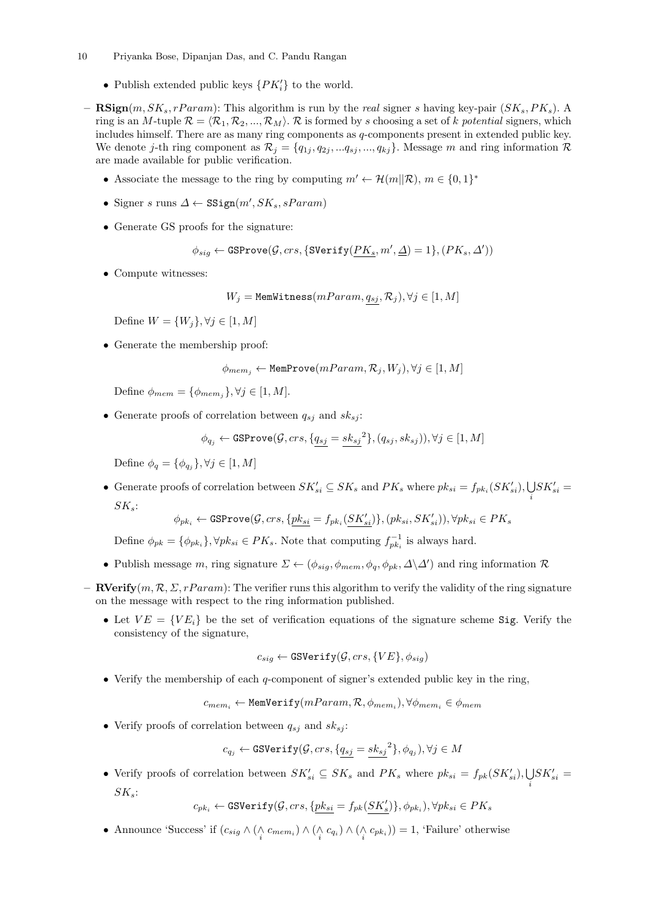- Publish extended public keys $\{PK'_i\}$ to the world.

- **RSign**$(m, SK_s, rParam)$: This algorithm is run by the *real* signer $s$ having key-pair $(SK_s, PK_s)$. A ring is an $M$-tuple $\mathcal{R} = \langle \mathcal{R}_1, \mathcal{R}_2, ..., \mathcal{R}_M \rangle$. $\mathcal{R}$ is formed by $s$ choosing a set of $k$ *potential* signers, which includes himself. There are as many ring components as $q$-components present in extended public key. We denote $j$-th ring component as $\mathcal{R}_j = \{q_{1j}, q_{2j}, ...q_{sj}, ..., q_{kj}\}$. Message $m$ and ring information $\mathcal{R}$ are made available for public verification.
  - Associate the message to the ring by computing $m' \leftarrow \mathcal{H}(m||\mathcal{R})$, $m \in \{0,1\}^*$
  - Signer $s$ runs $\Delta \leftarrow \texttt{SSign}(m', SK_s, sParam)$
  - Generate GS proofs for the signature:
  $$\phi_{sig} \leftarrow \texttt{GSProve}(\mathcal{G}, crs, \{\texttt{SVerify}(\underline{PK_s}, m', \underline{\Delta}) = 1\}, (PK_s, \Delta'))$$
  - Compute witnesses:
  $$W_j = \texttt{MemWitness}(mParam, \underline{q_{sj}}, \mathcal{R}_j), \forall j \in [1, M]$$
  Define $W = \{W_j\}, \forall j \in [1, M]$
  - Generate the membership proof:
  $$\phi_{mem_j} \leftarrow \texttt{MemProve}(mParam, \mathcal{R}_j, W_j), \forall j \in [1, M]$$
  Define $\phi_{mem} = \{\phi_{mem_j}\}, \forall j \in [1, M]$.
  - Generate proofs of correlation between $q_{sj}$ and $sk_{sj}$:
  $$\phi_{q_j} \leftarrow \texttt{GSProve}(\mathcal{G}, crs, \{\underline{q_{sj}} = \underline{sk_{sj}}^2\}, (q_{sj}, sk_{sj})), \forall j \in [1, M]$$
  Define $\phi_q = \{\phi_{q_j}\}, \forall j \in [1, M]$
  - Generate proofs of correlation between $SK'_{si} \subseteq SK_s$ and $PK_s$ where $pk_{si} = f_{pk_i}(SK'_{si}), \bigcup_i SK'_{si} = SK_s$:
  $$\phi_{pk_i} \leftarrow \texttt{GSProve}(\mathcal{G}, crs, \{\underline{pk_{si}} = f_{pk_i}(\underline{SK'_{si}})\}, (pk_{si}, SK'_{si})), \forall pk_{si} \in PK_s$$
  Define $\phi_{pk} = \{\phi_{pk_i}\}, \forall pk_{si} \in PK_s$. Note that computing $f_{pk_i}^{-1}$ is always hard.
  - Publish message $m$, ring signature $\Sigma \leftarrow (\phi_{sig}, \phi_{mem}, \phi_q, \phi_{pk}, \Delta \backslash \Delta')$ and ring information $\mathcal{R}$

- **RVerify**$(m, \mathcal{R}, \Sigma, rParam)$: The verifier runs this algorithm to verify the validity of the ring signature on the message with respect to the ring information published.
  - Let $VE = \{VE_i\}$ be the set of verification equations of the signature scheme `Sig`. Verify the consistency of the signature,
  $$c_{sig} \leftarrow \texttt{GSVerify}(\mathcal{G}, crs, \{VE\}, \phi_{sig})$$
  - Verify the membership of each $q$-component of signer's extended public key in the ring,
  $$c_{mem_i} \leftarrow \texttt{MemVerify}(mParam, \mathcal{R}, \phi_{mem_i}), \forall \phi_{mem_i} \in \phi_{mem}$$
  - Verify proofs of correlation between $q_{sj}$ and $sk_{sj}$:
  $$c_{q_j} \leftarrow \texttt{GSVerify}(\mathcal{G}, crs, \{\underline{q_{sj}} = \underline{sk_{sj}}^2\}, \phi_{q_j}), \forall j \in M$$
  - Verify proofs of correlation between $SK'_{si} \subseteq SK_s$ and $PK_s$ where $pk_{si} = f_{pk}(SK'_{si}), \bigcup_i SK'_{si} = SK_s$:
  $$c_{pk_i} \leftarrow \texttt{GSVerify}(\mathcal{G}, crs, \{\underline{pk_{si}} = f_{pk}(\underline{SK'_s})\}, \phi_{pk_i}), \forall pk_{si} \in PK_s$$
  - Announce 'Success' if $(c_{sig} \wedge (\bigwedge_i c_{mem_i}) \wedge (\bigwedge_i c_{q_i}) \wedge (\bigwedge_i c_{pk_i})) = 1$, 'Failure' otherwise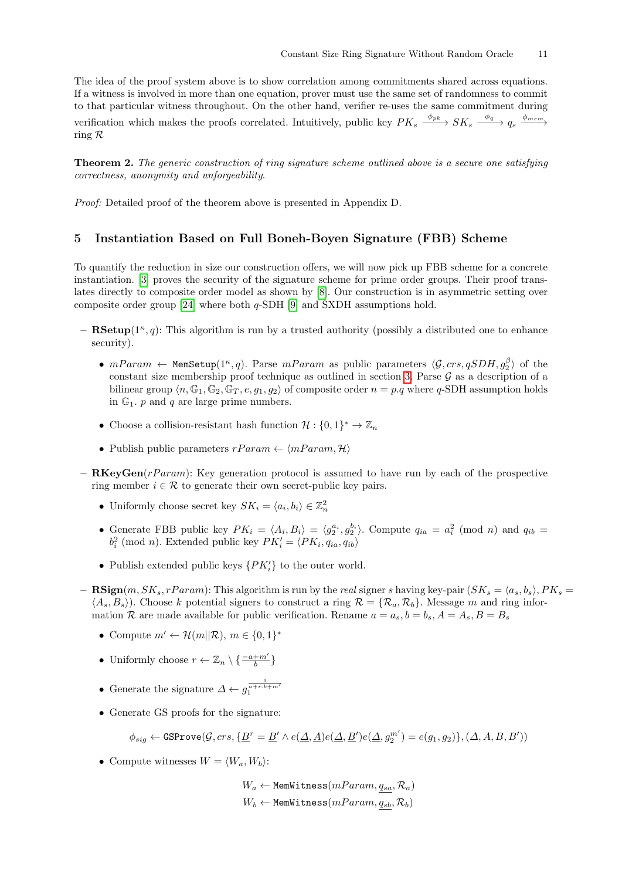The idea of the proof system above is to show correlation among commitments shared across equations. If a witness is involved in more than one equation, prover must use the same set of randomness to commit to that particular witness throughout. On the other hand, verifier re-uses the same commitment during verification which makes the proofs correlated. Intuitively, public key $PK_s \xrightarrow{\phi_{pk}} SK_s \xrightarrow{\phi_q} q_s \xrightarrow{\phi_{mem}}$ ring $\mathcal{R}$

**Theorem 2.** *The generic construction of ring signature scheme outlined above is a secure one satisfying correctness, anonymity and unforgeability.*

*Proof:* Detailed proof of the theorem above is presented in Appendix D.

## 5 Instantiation Based on Full Boneh-Boyen Signature (FBB) Scheme

To quantify the reduction in size our construction offers, we will now pick up FBB scheme for a concrete instantiation. [3] proves the security of the signature scheme for prime order groups. Their proof translates directly to composite order model as shown by [8]. Our construction is in asymmetric setting over composite order group [24] where both $q$-SDH [9] and SXDH assumptions hold.

- **RSetup**$(1^\kappa, q)$: This algorithm is run by a trusted authority (possibly a distributed one to enhance security).
  - $mParam \leftarrow \texttt{MemSetup}(1^\kappa, q)$. Parse $mParam$ as public parameters $\langle \mathcal{G}, crs, qSDH, g_2^\beta \rangle$ of the constant size membership proof technique as outlined in section 3. Parse $\mathcal{G}$ as a description of a bilinear group $\langle n, \mathbb{G}_1, \mathbb{G}_2, \mathbb{G}_T, e, g_1, g_2 \rangle$ of composite order $n = p.q$ where $q$-SDH assumption holds in $\mathbb{G}_1$. $p$ and $q$ are large prime numbers.
  - Choose a collision-resistant hash function $\mathcal{H} : \{0,1\}^* \rightarrow \mathbb{Z}_n$
  - Publish public parameters $rParam \leftarrow \langle mParam, \mathcal{H} \rangle$
- **RKeyGen**$(rParam)$: Key generation protocol is assumed to have run by each of the prospective ring member $i \in \mathcal{R}$ to generate their own secret-public key pairs.
  - Uniformly choose secret key $SK_i = \langle a_i, b_i \rangle \in \mathbb{Z}_n^2$
  - Generate FBB public key $PK_i = \langle A_i, B_i \rangle = \langle g_2^{a_i}, g_2^{b_i} \rangle$. Compute $q_{ia} = a_i^2 \pmod n$ and $q_{ib} = b_i^2 \pmod n$. Extended public key $PK_i' = \langle PK_i, q_{ia}, q_{ib} \rangle$
  - Publish extended public keys $\{PK_i'\}$ to the outer world.
- **RSign**$(m, SK_s, rParam)$: This algorithm is run by the *real* signer $s$ having key-pair $(SK_s = \langle a_s, b_s \rangle, PK_s = \langle A_s, B_s \rangle)$. Choose $k$ potential signers to construct a ring $\mathcal{R} = \{\mathcal{R}_a, \mathcal{R}_b\}$. Message $m$ and ring information $\mathcal{R}$ are made available for public verification. Rename $a = a_s, b = b_s, A = A_s, B = B_s$
  - Compute $m' \leftarrow \mathcal{H}(m \| \mathcal{R})$, $m \in \{0,1\}^*$
  - Uniformly choose $r \leftarrow \mathbb{Z}_n \setminus \{\frac{-a+m'}{b}\}$
  - Generate the signature $\Delta \leftarrow g_1^{\frac{1}{a+r.b+m'}}$
  - Generate GS proofs for the signature:

$$\phi_{sig} \leftarrow \texttt{GSProve}(\mathcal{G}, crs, \{\underline{B}^r = \underline{B}' \wedge e(\underline{\Delta}, \underline{A}) e(\underline{\Delta}, \underline{B}') e(\underline{\Delta}, g_2^{m'}) = e(g_1, g_2)\}, (\Delta, A, B, B'))$$

  - Compute witnesses $W = \langle W_a, W_b \rangle$:

$$W_a \leftarrow \texttt{MemWitness}(mParam, \underline{q_{sa}}, \mathcal{R}_a)$$
$$W_b \leftarrow \texttt{MemWitness}(mParam, \underline{q_{sb}}, \mathcal{R}_b)$$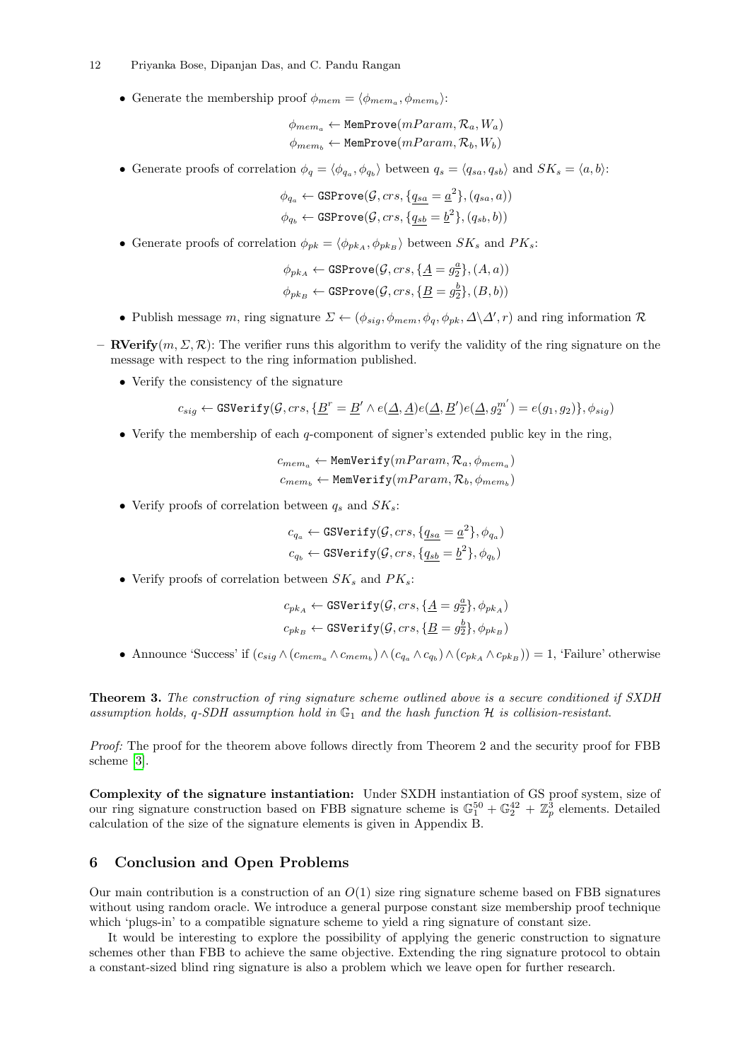- Generate the membership proof $\phi_{mem} = \langle \phi_{mem_a}, \phi_{mem_b} \rangle$:

$$\phi_{mem_a} \leftarrow \texttt{MemProve}(mParam, \mathcal{R}_a, W_a)$$
$$\phi_{mem_b} \leftarrow \texttt{MemProve}(mParam, \mathcal{R}_b, W_b)$$

- Generate proofs of correlation $\phi_q = \langle \phi_{q_a}, \phi_{q_b} \rangle$ between $q_s = \langle q_{sa}, q_{sb} \rangle$ and $SK_s = \langle a, b \rangle$:

$$\phi_{q_a} \leftarrow \texttt{GSProve}(\mathcal{G}, crs, \{\underline{q_{sa}} = \underline{a}^2\}, (q_{sa}, a))$$
$$\phi_{q_b} \leftarrow \texttt{GSProve}(\mathcal{G}, crs, \{\underline{q_{sb}} = \underline{b}^2\}, (q_{sb}, b))$$

- Generate proofs of correlation $\phi_{pk} = \langle \phi_{pk_A}, \phi_{pk_B} \rangle$ between $SK_s$ and $PK_s$:

$$\phi_{pk_A} \leftarrow \texttt{GSProve}(\mathcal{G}, crs, \{\underline{A} = g_2^{\underline{a}}\}, (A, a))$$
$$\phi_{pk_B} \leftarrow \texttt{GSProve}(\mathcal{G}, crs, \{\underline{B} = g_2^{\underline{b}}\}, (B, b))$$

- Publish message $m$, ring signature $\Sigma \leftarrow (\phi_{sig}, \phi_{mem}, \phi_q, \phi_{pk}, \Delta \backslash \Delta', r)$ and ring information $\mathcal{R}$

– **RVerify**$(m, \Sigma, \mathcal{R})$: The verifier runs this algorithm to verify the validity of the ring signature on the message with respect to the ring information published.

- Verify the consistency of the signature

$$c_{sig} \leftarrow \texttt{GSVerify}(\mathcal{G}, crs, \{\underline{B}^r = \underline{B}' \wedge e(\underline{\Delta}, \underline{A})e(\underline{\Delta}, \underline{B}')e(\underline{\Delta}, g_2^{m'}) = e(g_1, g_2)\}, \phi_{sig})$$

- Verify the membership of each $q$-component of signer's extended public key in the ring,

$$c_{mem_a} \leftarrow \texttt{MemVerify}(mParam, \mathcal{R}_a, \phi_{mem_a})$$
$$c_{mem_b} \leftarrow \texttt{MemVerify}(mParam, \mathcal{R}_b, \phi_{mem_b})$$

- Verify proofs of correlation between $q_s$ and $SK_s$:

$$c_{q_a} \leftarrow \texttt{GSVerify}(\mathcal{G}, crs, \{\underline{q_{sa}} = \underline{a}^2\}, \phi_{q_a})$$
$$c_{q_b} \leftarrow \texttt{GSVerify}(\mathcal{G}, crs, \{\underline{q_{sb}} = \underline{b}^2\}, \phi_{q_b})$$

- Verify proofs of correlation between $SK_s$ and $PK_s$:

$$c_{pk_A} \leftarrow \texttt{GSVerify}(\mathcal{G}, crs, \{\underline{A} = g_2^{\underline{a}}\}, \phi_{pk_A})$$
$$c_{pk_B} \leftarrow \texttt{GSVerify}(\mathcal{G}, crs, \{\underline{B} = g_2^{\underline{b}}\}, \phi_{pk_B})$$

- Announce 'Success' if $(c_{sig} \wedge (c_{mem_a} \wedge c_{mem_b}) \wedge (c_{q_a} \wedge c_{q_b}) \wedge (c_{pk_A} \wedge c_{pk_B})) = 1$, 'Failure' otherwise

**Theorem 3.** *The construction of ring signature scheme outlined above is a secure conditioned if SXDH assumption holds, q-SDH assumption hold in $\mathbb{G}_1$ and the hash function $\mathcal{H}$ is collision-resistant.*

*Proof:* The proof for the theorem above follows directly from Theorem 2 and the security proof for FBB scheme [3].

**Complexity of the signature instantiation:** Under SXDH instantiation of GS proof system, size of our ring signature construction based on FBB signature scheme is $\mathbb{G}_1^{50} + \mathbb{G}_2^{42} + \mathbb{Z}_p^3$ elements. Detailed calculation of the size of the signature elements is given in Appendix B.

## 6 Conclusion and Open Problems

Our main contribution is a construction of an $O(1)$ size ring signature scheme based on FBB signatures without using random oracle. We introduce a general purpose constant size membership proof technique which 'plugs-in' to a compatible signature scheme to yield a ring signature of constant size.

It would be interesting to explore the possibility of applying the generic construction to signature schemes other than FBB to achieve the same objective. Extending the ring signature protocol to obtain a constant-sized blind ring signature is also a problem which we leave open for further research.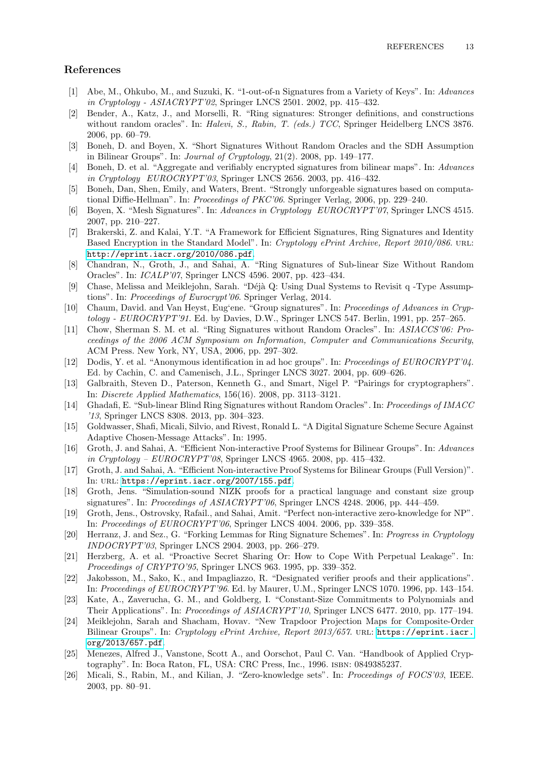## References

[1] Abe, M., Ohkubo, M., and Suzuki, K. "1-out-of-n Signatures from a Variety of Keys". In: *Advances in Cryptology - ASIACRYPT'02*, Springer LNCS 2501. 2002, pp. 415–432.

[2] Bender, A., Katz, J., and Morselli, R. "Ring signatures: Stronger definitions, and constructions without random oracles". In: *Halevi, S., Rabin, T. (eds.) TCC*, Springer Heidelberg LNCS 3876. 2006, pp. 60–79.

[3] Boneh, D. and Boyen, X. "Short Signatures Without Random Oracles and the SDH Assumption in Bilinear Groups". In: *Journal of Cryptology*, 21(2). 2008, pp. 149–177.

[4] Boneh, D. et al. "Aggregate and verifiably encrypted signatures from bilinear maps". In: *Advances in Cryptology EUROCRYPT'03*, Springer LNCS 2656. 2003, pp. 416–432.

[5] Boneh, Dan, Shen, Emily, and Waters, Brent. "Strongly unforgeable signatures based on computational Diffie-Hellman". In: *Proceedings of PKC'06*. Springer Verlag, 2006, pp. 229–240.

[6] Boyen, X. "Mesh Signatures". In: *Advances in Cryptology EUROCRYPT'07*, Springer LNCS 4515. 2007, pp. 210–227.

[7] Brakerski, Z. and Kalai, Y.T. "A Framework for Efficient Signatures, Ring Signatures and Identity Based Encryption in the Standard Model". In: *Cryptology ePrint Archive, Report 2010/086*. URL: http://eprint.iacr.org/2010/086.pdf.

[8] Chandran, N., Groth, J., and Sahai, A. "Ring Signatures of Sub-linear Size Without Random Oracles". In: *ICALP'07*, Springer LNCS 4596. 2007, pp. 423–434.

[9] Chase, Melissa and Meiklejohn, Sarah. "Déjà Q: Using Dual Systems to Revisit q -Type Assumptions". In: *Proceedings of Eurocrypt'06*. Springer Verlag, 2014.

[10] Chaum, David. and Van Heyst, Eug'ene. "Group signatures". In: *Proceedings of Advances in Cryptology - EUROCRYPT'91*. Ed. by Davies, D.W., Springer LNCS 547. Berlin, 1991, pp. 257–265.

[11] Chow, Sherman S. M. et al. "Ring Signatures without Random Oracles". In: *ASIACCS'06: Proceedings of the 2006 ACM Symposium on Information, Computer and Communications Security*, ACM Press. New York, NY, USA, 2006, pp. 297–302.

[12] Dodis, Y. et al. "Anonymous identification in ad hoc groups". In: *Proceedings of EUROCRYPT'04*. Ed. by Cachin, C. and Camenisch, J.L., Springer LNCS 3027. 2004, pp. 609–626.

[13] Galbraith, Steven D., Paterson, Kenneth G., and Smart, Nigel P. "Pairings for cryptographers". In: *Discrete Applied Mathematics*, 156(16). 2008, pp. 3113–3121.

[14] Ghadafi, E. "Sub-linear Blind Ring Signatures without Random Oracles". In: *Proceedings of IMACC '13*, Springer LNCS 8308. 2013, pp. 304–323.

[15] Goldwasser, Shafi, Micali, Silvio, and Rivest, Ronald L. "A Digital Signature Scheme Secure Against Adaptive Chosen-Message Attacks". In: 1995.

[16] Groth, J. and Sahai, A. "Efficient Non-interactive Proof Systems for Bilinear Groups". In: *Advances in Cryptology – EUROCRYPT'08*, Springer LNCS 4965. 2008, pp. 415–432.

[17] Groth, J. and Sahai, A. "Efficient Non-interactive Proof Systems for Bilinear Groups (Full Version)". In: URL: https://eprint.iacr.org/2007/155.pdf.

[18] Groth, Jens. "Simulation-sound NIZK proofs for a practical language and constant size group signatures". In: *Proceedings of ASIACRYPT'06*, Springer LNCS 4248. 2006, pp. 444–459.

[19] Groth, Jens., Ostrovsky, Rafail., and Sahai, Amit. "Perfect non-interactive zero-knowledge for NP". In: *Proceedings of EUROCRYPT'06*, Springer LNCS 4004. 2006, pp. 339–358.

[20] Herranz, J. and Sez., G. "Forking Lemmas for Ring Signature Schemes". In: *Progress in Cryptology INDOCRYPT'03*, Springer LNCS 2904. 2003, pp. 266–279.

[21] Herzberg, A. et al. "Proactive Secret Sharing Or: How to Cope With Perpetual Leakage". In: *Proceedings of CRYPTO'95*, Springer LNCS 963. 1995, pp. 339–352.

[22] Jakobsson, M., Sako, K., and Impagliazzo, R. "Designated verifier proofs and their applications". In: *Proceedings of EUROCRYPT'96*. Ed. by Maurer, U.M., Springer LNCS 1070. 1996, pp. 143–154.

[23] Kate, A., Zaverucha, G. M., and Goldberg, I. "Constant-Size Commitments to Polynomials and Their Applications". In: *Proceedings of ASIACRYPT'10*, Springer LNCS 6477. 2010, pp. 177–194.

[24] Meiklejohn, Sarah and Shacham, Hovav. "New Trapdoor Projection Maps for Composite-Order Bilinear Groups". In: *Cryptology ePrint Archive, Report 2013/657*. URL: https://eprint.iacr.org/2013/657.pdf.

[25] Menezes, Alfred J., Vanstone, Scott A., and Oorschot, Paul C. Van. "Handbook of Applied Cryptography". In: Boca Raton, FL, USA: CRC Press, Inc., 1996. ISBN: 0849385237.

[26] Micali, S., Rabin, M., and Kilian, J. "Zero-knowledge sets". In: *Proceedings of FOCS'03*, IEEE. 2003, pp. 80–91.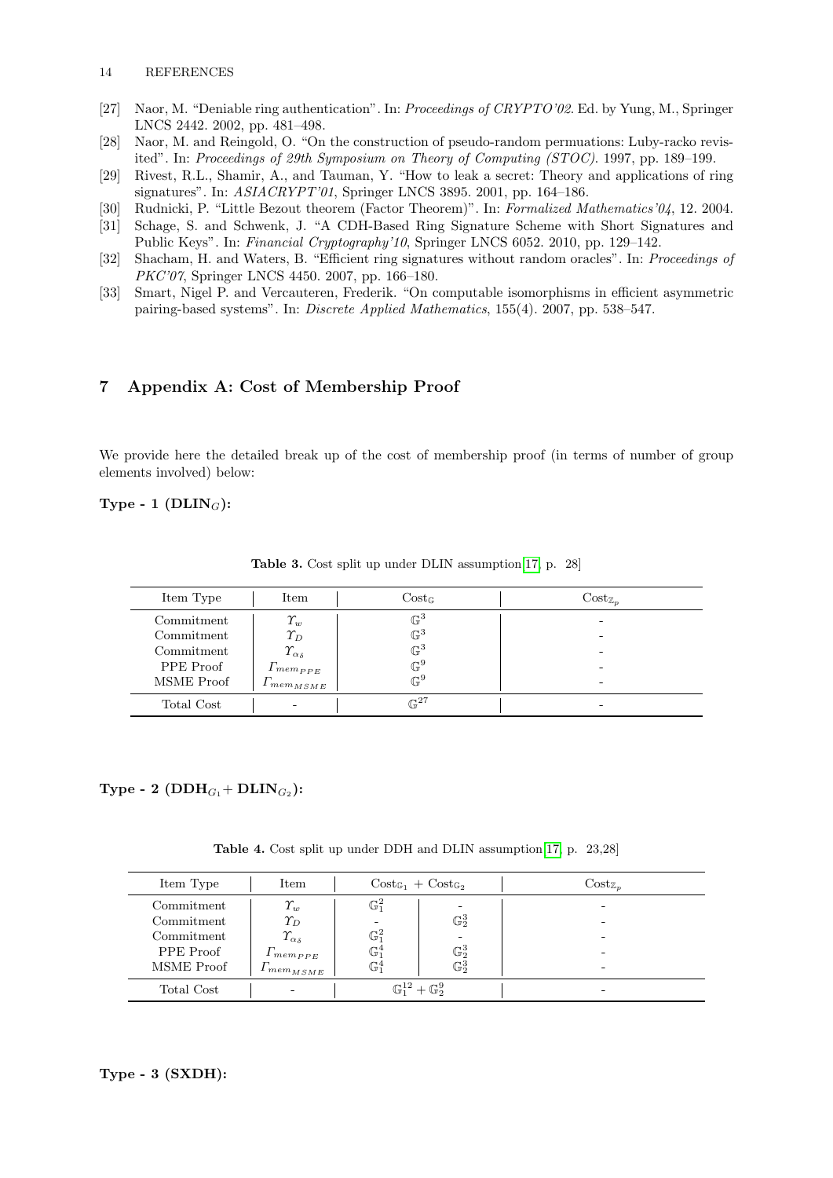- [27] Naor, M. "Deniable ring authentication". In: *Proceedings of CRYPTO'02*. Ed. by Yung, M., Springer LNCS 2442. 2002, pp. 481–498.
- [28] Naor, M. and Reingold, O. "On the construction of pseudo-random permuations: Luby-racko revisited". In: *Proceedings of 29th Symposium on Theory of Computing (STOC)*. 1997, pp. 189–199.
- [29] Rivest, R.L., Shamir, A., and Tauman, Y. "How to leak a secret: Theory and applications of ring signatures". In: *ASIACRYPT'01*, Springer LNCS 3895. 2001, pp. 164–186.
- [30] Rudnicki, P. "Little Bezout theorem (Factor Theorem)". In: *Formalized Mathematics'04*, 12. 2004.
- [31] Schage, S. and Schwenk, J. "A CDH-Based Ring Signature Scheme with Short Signatures and Public Keys". In: *Financial Cryptography'10*, Springer LNCS 6052. 2010, pp. 129–142.
- [32] Shacham, H. and Waters, B. "Efficient ring signatures without random oracles". In: *Proceedings of PKC'07*, Springer LNCS 4450. 2007, pp. 166–180.
- [33] Smart, Nigel P. and Vercauteren, Frederik. "On computable isomorphisms in efficient asymmetric pairing-based systems". In: *Discrete Applied Mathematics*, 155(4). 2007, pp. 538–547.

# 7 Appendix A: Cost of Membership Proof

We provide here the detailed break up of the cost of membership proof (in terms of number of group elements involved) below:

**Type - 1 (DLIN$_G$):**

**Table 3.** Cost split up under DLIN assumption[17, p. 28]

| Item Type | Item | $\text{Cost}_{\mathbb{G}}$ | $\text{Cost}_{\mathbb{Z}_p}$ |
|---|---|---|---|
| Commitment | $\Upsilon_w$ | $\mathbb{G}^3$ | - |
| Commitment | $\Upsilon_D$ | $\mathbb{G}^3$ | - |
| Commitment | $\Upsilon_{\alpha_\delta}$ | $\mathbb{G}^3$ | - |
| PPE Proof | $\Gamma_{mem_{PPE}}$ | $\mathbb{G}^9$ | - |
| MSME Proof | $\Gamma_{mem_{MSME}}$ | $\mathbb{G}^9$ | - |
| Total Cost | - | $\mathbb{G}^{27}$ | - |

**Type - 2 (DDH$_{G_1}$+ DLIN$_{G_2}$):**

**Table 4.** Cost split up under DDH and DLIN assumption[17, p. 23,28]

| Item Type | Item | $\text{Cost}_{\mathbb{G}_1}$ + $\text{Cost}_{\mathbb{G}_2}$ | | $\text{Cost}_{\mathbb{Z}_p}$ |
|---|---|---|---|---|
| Commitment | $\Upsilon_w$ | $\mathbb{G}_1^2$ | - | - |
| Commitment | $\Upsilon_D$ | - | $\mathbb{G}_2^3$ | - |
| Commitment | $\Upsilon_{\alpha_\delta}$ | $\mathbb{G}_1^2$ | - | - |
| PPE Proof | $\Gamma_{mem_{PPE}}$ | $\mathbb{G}_1^4$ | $\mathbb{G}_2^3$ | - |
| MSME Proof | $\Gamma_{mem_{MSME}}$ | $\mathbb{G}_1^4$ | $\mathbb{G}_2^3$ | - |
| Total Cost | - | $\mathbb{G}_1^{12} + \mathbb{G}_2^9$ | | - |

**Type - 3 (SXDH):**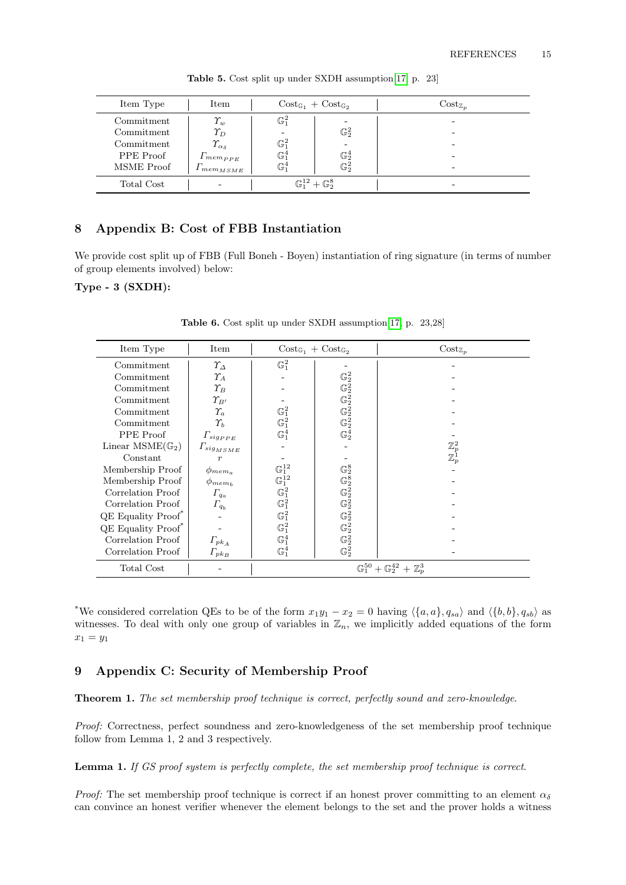**Table 5.** Cost split up under SXDH assumption[17, p. 23]

| Item Type | Item | $\text{Cost}_{\mathbb{G}_1}$ + $\text{Cost}_{\mathbb{G}_2}$ | | $\text{Cost}_{\mathbb{Z}_p}$ |
|---|---|---|---|---|
| Commitment | $\Upsilon_w$ | $\mathbb{G}_1^2$ | - | - |
| Commitment | $\Upsilon_D$ | - | $\mathbb{G}_2^2$ | - |
| Commitment | $\Upsilon_{\alpha_\delta}$ | $\mathbb{G}_1^2$ | - | - |
| PPE Proof | $\Gamma_{mem_{PPE}}$ | $\mathbb{G}_1^4$ | $\mathbb{G}_2^4$ | - |
| MSME Proof | $\Gamma_{mem_{MSME}}$ | $\mathbb{G}_1^4$ | $\mathbb{G}_2^2$ | - |
| Total Cost | - | $\mathbb{G}_1^{12} + \mathbb{G}_2^8$ | | - |

## 8 Appendix B: Cost of FBB Instantiation

We provide cost split up of FBB (Full Boneh - Boyen) instantiation of ring signature (in terms of number of group elements involved) below:

**Type - 3 (SXDH):**

**Table 6.** Cost split up under SXDH assumption[17, p. 23,28]

| Item Type | Item | $\text{Cost}_{\mathbb{G}_1}$ + $\text{Cost}_{\mathbb{G}_2}$ | | $\text{Cost}_{\mathbb{Z}_p}$ |
|---|---|---|---|---|
| Commitment | $\Upsilon_\Delta$ | $\mathbb{G}_1^2$ | - | - |
| Commitment | $\Upsilon_A$ | - | $\mathbb{G}_2^2$ | - |
| Commitment | $\Upsilon_B$ | - | $\mathbb{G}_2^2$ | - |
| Commitment | $\Upsilon_{B'}$ | - | $\mathbb{G}_2^2$ | - |
| Commitment | $\Upsilon_a$ | $\mathbb{G}_1^2$ | $\mathbb{G}_2^2$ | - |
| Commitment | $\Upsilon_b$ | $\mathbb{G}_1^2$ | $\mathbb{G}_2^2$ | - |
| PPE Proof | $\Gamma_{sig_{PPE}}$ | $\mathbb{G}_1^4$ | $\mathbb{G}_2^4$ | - |
| Linear MSME($\mathbb{G}_2$) | $\Gamma_{sig_{MSME}}$ | - | - | $\mathbb{Z}_p^2$ |
| Constant | $r$ | - | - | $\mathbb{Z}_p^1$ |
| Membership Proof | $\phi_{mem_a}$ | $\mathbb{G}_1^{12}$ | $\mathbb{G}_2^8$ | - |
| Membership Proof | $\phi_{mem_b}$ | $\mathbb{G}_1^{12}$ | $\mathbb{G}_2^8$ | - |
| Correlation Proof | $\Gamma_{q_a}$ | $\mathbb{G}_1^2$ | $\mathbb{G}_2^2$ | - |
| Correlation Proof | $\Gamma_{q_b}$ | $\mathbb{G}_1^2$ | $\mathbb{G}_2^2$ | - |
| QE Equality Proof* | - | $\mathbb{G}_1^2$ | $\mathbb{G}_2^2$ | - |
| QE Equality Proof* | - | $\mathbb{G}_1^2$ | $\mathbb{G}_2^2$ | - |
| Correlation Proof | $\Gamma_{pk_A}$ | $\mathbb{G}_1^4$ | $\mathbb{G}_2^2$ | - |
| Correlation Proof | $\Gamma_{pk_B}$ | $\mathbb{G}_1^4$ | $\mathbb{G}_2^2$ | - |
| Total Cost | - | $\mathbb{G}_1^{50} + \mathbb{G}_2^{42} + \mathbb{Z}_p^3$ | | |

*We considered correlation QEs to be of the form $x_1 y_1 - x_2 = 0$ having $\langle\{a, a\}, q_{sa}\rangle$ and $\langle\{b, b\}, q_{sb}\rangle$ as witnesses. To deal with only one group of variables in $\mathbb{Z}_n$, we implicitly added equations of the form $x_1 = y_1$

## 9 Appendix C: Security of Membership Proof

**Theorem 1.** *The set membership proof technique is correct, perfectly sound and zero-knowledge.*

*Proof:* Correctness, perfect soundness and zero-knowledgeness of the set membership proof technique follow from Lemma 1, 2 and 3 respectively.

**Lemma 1.** *If GS proof system is perfectly complete, the set membership proof technique is correct.*

*Proof:* The set membership proof technique is correct if an honest prover committing to an element $\alpha_\delta$ can convince an honest verifier whenever the element belongs to the set and the prover holds a witness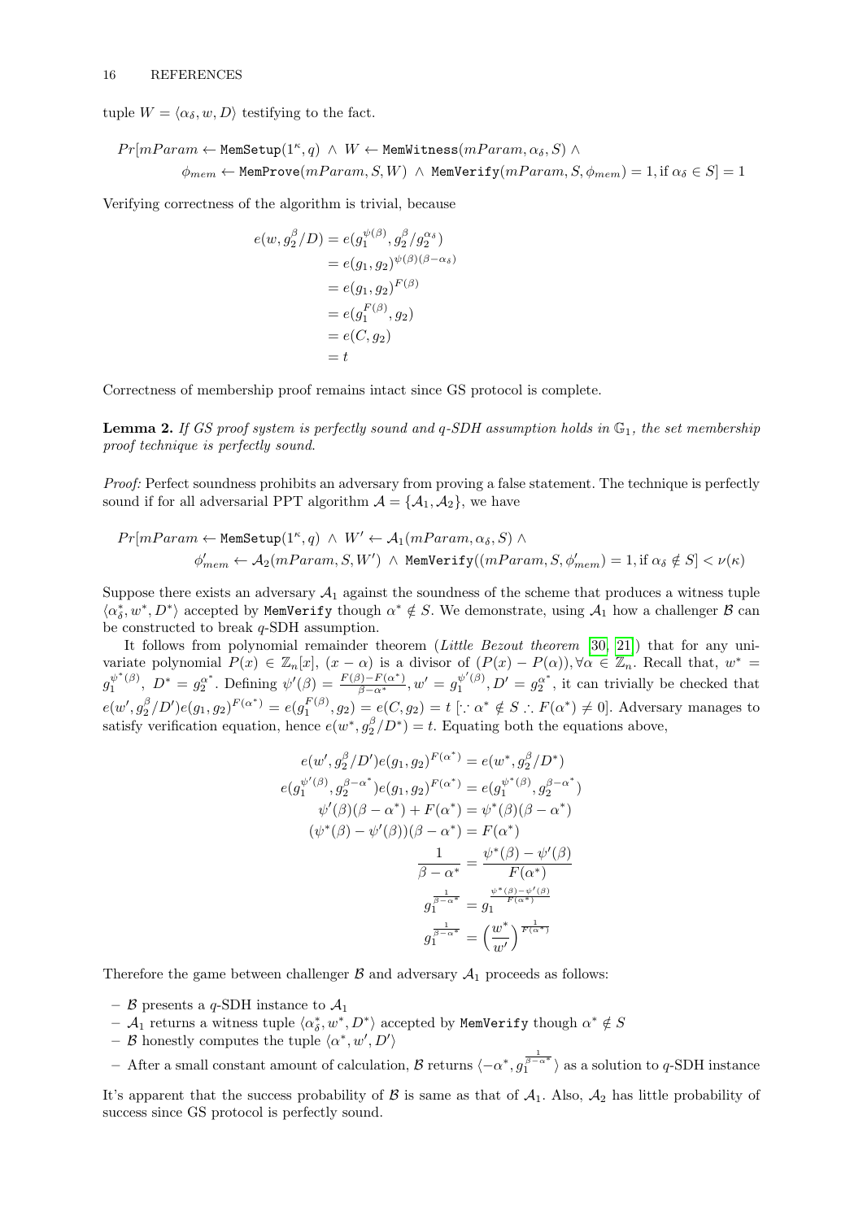tuple $W = \langle \alpha_\delta, w, D \rangle$ testifying to the fact.

$$Pr[mParam \leftarrow \texttt{MemSetup}(1^\kappa, q) \ \wedge \ W \leftarrow \texttt{MemWitness}(mParam, \alpha_\delta, S) \ \wedge$$
$$\phi_{mem} \leftarrow \texttt{MemProve}(mParam, S, W) \ \wedge \ \texttt{MemVerify}(mParam, S, \phi_{mem}) = 1, \text{if } \alpha_\delta \in S] = 1$$

Verifying correctness of the algorithm is trivial, because

$$\begin{aligned}
e(w, g_2^\beta / D) &= e(g_1^{\psi(\beta)}, g_2^\beta / g_2^{\alpha_\delta}) \\
&= e(g_1, g_2)^{\psi(\beta)(\beta - \alpha_\delta)} \\
&= e(g_1, g_2)^{F(\beta)} \\
&= e(g_1^{F(\beta)}, g_2) \\
&= e(C, g_2) \\
&= t
\end{aligned}$$

Correctness of membership proof remains intact since GS protocol is complete.

**Lemma 2.** *If GS proof system is perfectly sound and q-SDH assumption holds in $\mathbb{G}_1$, the set membership proof technique is perfectly sound.*

*Proof:* Perfect soundness prohibits an adversary from proving a false statement. The technique is perfectly sound if for all adversarial PPT algorithm $\mathcal{A} = \{\mathcal{A}_1, \mathcal{A}_2\}$, we have

$$Pr[mParam \leftarrow \texttt{MemSetup}(1^\kappa, q) \ \wedge \ W' \leftarrow \mathcal{A}_1(mParam, \alpha_\delta, S) \ \wedge$$
$$\phi'_{mem} \leftarrow \mathcal{A}_2(mParam, S, W') \ \wedge \ \texttt{MemVerify}((mParam, S, \phi'_{mem}) = 1, \text{if } \alpha_\delta \notin S] < \nu(\kappa)$$

Suppose there exists an adversary $\mathcal{A}_1$ against the soundness of the scheme that produces a witness tuple $\langle \alpha_\delta^*, w^*, D^* \rangle$ accepted by MemVerify though $\alpha^* \notin S$. We demonstrate, using $\mathcal{A}_1$ how a challenger $\mathcal{B}$ can be constructed to break $q$-SDH assumption.

It follows from polynomial remainder theorem (*Little Bezout theorem* [30, 21]) that for any univariate polynomial $P(x) \in \mathbb{Z}_n[x]$, $(x - \alpha)$ is a divisor of $(P(x) - P(\alpha)), \forall \alpha \in \mathbb{Z}_n$. Recall that, $w^* = g_1^{\psi^*(\beta)}$, $D^* = g_2^{\alpha^*}$. Defining $\psi'(\beta) = \frac{F(\beta) - F(\alpha^*)}{\beta - \alpha^*}, w' = g_1^{\psi'(\beta)}, D' = g_2^{\alpha^*}$, it can trivially be checked that $e(w', g_2^\beta / D') e(g_1, g_2)^{F(\alpha^*)} = e(g_1^{F(\beta)}, g_2) = e(C, g_2) = t$ $[\because \alpha^* \notin S \therefore F(\alpha^*) \neq 0]$. Adversary manages to satisfy verification equation, hence $e(w^*, g_2^\beta / D^*) = t$. Equating both the equations above,

$$\begin{aligned}
e(w', g_2^\beta / D') e(g_1, g_2)^{F(\alpha^*)} &= e(w^*, g_2^\beta / D^*) \\
e(g_1^{\psi'(\beta)}, g_2^{\beta - \alpha^*}) e(g_1, g_2)^{F(\alpha^*)} &= e(g_1^{\psi^*(\beta)}, g_2^{\beta - \alpha^*}) \\
\psi'(\beta)(\beta - \alpha^*) + F(\alpha^*) &= \psi^*(\beta)(\beta - \alpha^*) \\
(\psi^*(\beta) - \psi'(\beta))(\beta - \alpha^*) &= F(\alpha^*) \\
\frac{1}{\beta - \alpha^*} &= \frac{\psi^*(\beta) - \psi'(\beta)}{F(\alpha^*)} \\
g_1^{\frac{1}{\beta - \alpha^*}} &= g_1^{\frac{\psi^*(\beta) - \psi'(\beta)}{F(\alpha^*)}} \\
g_1^{\frac{1}{\beta - \alpha^*}} &= \left( \frac{w^*}{w'} \right)^{\frac{1}{F(\alpha^*)}}
\end{aligned}$$

Therefore the game between challenger $\mathcal{B}$ and adversary $\mathcal{A}_1$ proceeds as follows:

- $\mathcal{B}$ presents a $q$-SDH instance to $\mathcal{A}_1$
- $\mathcal{A}_1$ returns a witness tuple $\langle \alpha_\delta^*, w^*, D^* \rangle$ accepted by MemVerify though $\alpha^* \notin S$
- $\mathcal{B}$ honestly computes the tuple $\langle \alpha^*, w', D' \rangle$
- After a small constant amount of calculation, $\mathcal{B}$ returns $\langle -\alpha^*, g_1^{\frac{1}{\beta - \alpha^*}} \rangle$ as a solution to $q$-SDH instance

It's apparent that the success probability of $\mathcal{B}$ is same as that of $\mathcal{A}_1$. Also, $\mathcal{A}_2$ has little probability of success since GS protocol is perfectly sound.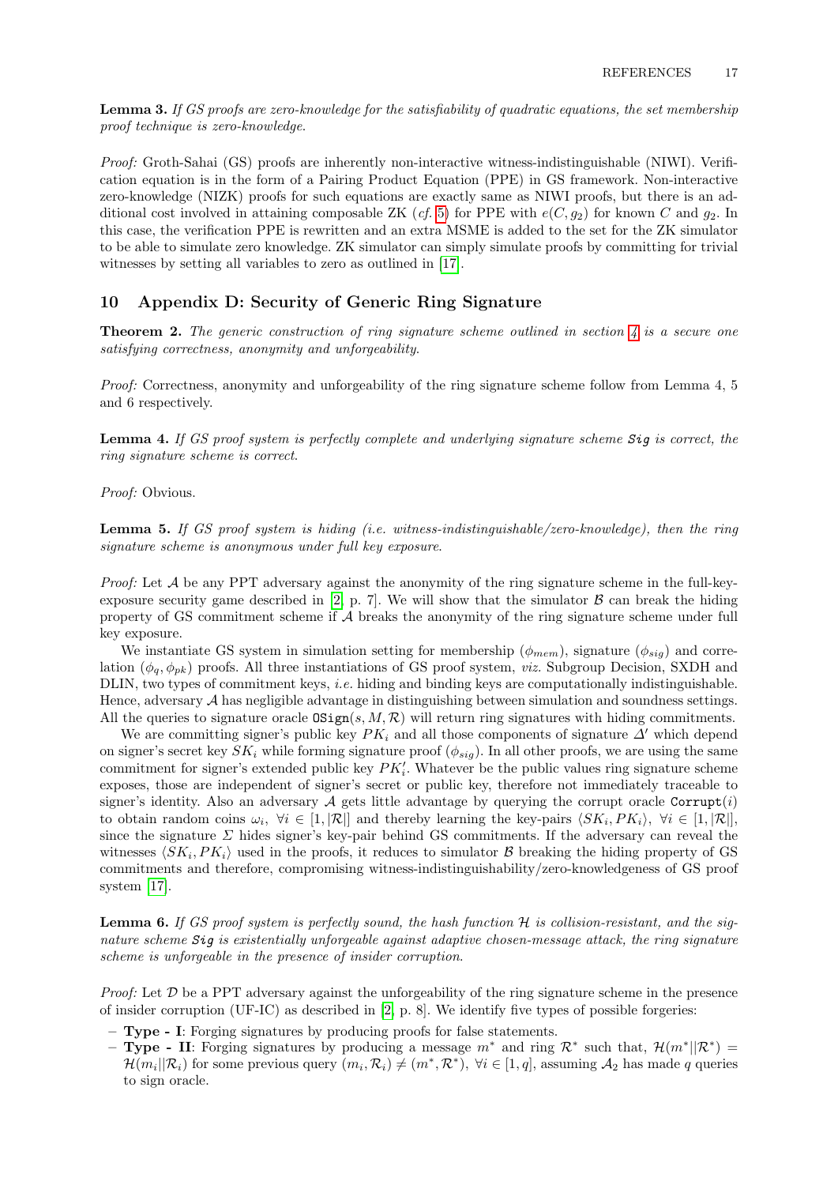**Lemma 3.** *If GS proofs are zero-knowledge for the satisfiability of quadratic equations, the set membership proof technique is zero-knowledge.*

*Proof:* Groth-Sahai (GS) proofs are inherently non-interactive witness-indistinguishable (NIWI). Verification equation is in the form of a Pairing Product Equation (PPE) in GS framework. Non-interactive zero-knowledge (NIZK) proofs for such equations are exactly same as NIWI proofs, but there is an additional cost involved in attaining composable ZK (*cf.* 5) for PPE with $e(C, g_2)$ for known $C$ and $g_2$. In this case, the verification PPE is rewritten and an extra MSME is added to the set for the ZK simulator to be able to simulate zero knowledge. ZK simulator can simply simulate proofs by committing for trivial witnesses by setting all variables to zero as outlined in [17].

## 10 Appendix D: Security of Generic Ring Signature

**Theorem 2.** *The generic construction of ring signature scheme outlined in section 4 is a secure one satisfying correctness, anonymity and unforgeability.*

*Proof:* Correctness, anonymity and unforgeability of the ring signature scheme follow from Lemma 4, 5 and 6 respectively.

**Lemma 4.** *If GS proof system is perfectly complete and underlying signature scheme* ***Sig*** *is correct, the ring signature scheme is correct.*

*Proof:* Obvious.

**Lemma 5.** *If GS proof system is hiding (i.e. witness-indistinguishable/zero-knowledge), then the ring signature scheme is anonymous under full key exposure.*

*Proof:* Let $\mathcal{A}$ be any PPT adversary against the anonymity of the ring signature scheme in the full-key-exposure security game described in [2, p. 7]. We will show that the simulator $\mathcal{B}$ can break the hiding property of GS commitment scheme if $\mathcal{A}$ breaks the anonymity of the ring signature scheme under full key exposure.

We instantiate GS system in simulation setting for membership ($\phi_{mem}$), signature ($\phi_{sig}$) and correlation ($\phi_q, \phi_{pk}$) proofs. All three instantiations of GS proof system, *viz.* Subgroup Decision, SXDH and DLIN, two types of commitment keys, *i.e.* hiding and binding keys are computationally indistinguishable. Hence, adversary $\mathcal{A}$ has negligible advantage in distinguishing between simulation and soundness settings. All the queries to signature oracle $\texttt{OSign}(s, M, \mathcal{R})$ will return ring signatures with hiding commitments.

We are committing signer's public key $PK_i$ and all those components of signature $\Delta'$ which depend on signer's secret key $SK_i$ while forming signature proof ($\phi_{sig}$). In all other proofs, we are using the same commitment for signer's extended public key $PK'_i$. Whatever be the public values ring signature scheme exposes, those are independent of signer's secret or public key, therefore not immediately traceable to signer's identity. Also an adversary $\mathcal{A}$ gets little advantage by querying the corrupt oracle $\texttt{Corrupt}(i)$ to obtain random coins $\omega_i$, $\forall i \in [1, |\mathcal{R}|]$ and thereby learning the key-pairs $\langle SK_i, PK_i \rangle$, $\forall i \in [1, |\mathcal{R}|]$, since the signature $\Sigma$ hides signer's key-pair behind GS commitments. If the adversary can reveal the witnesses $\langle SK_i, PK_i \rangle$ used in the proofs, it reduces to simulator $\mathcal{B}$ breaking the hiding property of GS commitments and therefore, compromising witness-indistinguishability/zero-knowledgeness of GS proof system [17].

**Lemma 6.** *If GS proof system is perfectly sound, the hash function $\mathcal{H}$ is collision-resistant, and the signature scheme* ***Sig*** *is existentially unforgeable against adaptive chosen-message attack, the ring signature scheme is unforgeable in the presence of insider corruption.*

*Proof:* Let $\mathcal{D}$ be a PPT adversary against the unforgeability of the ring signature scheme in the presence of insider corruption (UF-IC) as described in [2, p. 8]. We identify five types of possible forgeries:

- **Type - I**: Forging signatures by producing proofs for false statements.
- **Type - II**: Forging signatures by producing a message $m^*$ and ring $\mathcal{R}^*$ such that, $\mathcal{H}(m^*||\mathcal{R}^*) = \mathcal{H}(m_i||\mathcal{R}_i)$ for some previous query $(m_i, \mathcal{R}_i) \neq (m^*, \mathcal{R}^*)$, $\forall i \in [1, q]$, assuming $\mathcal{A}_2$ has made $q$ queries to sign oracle.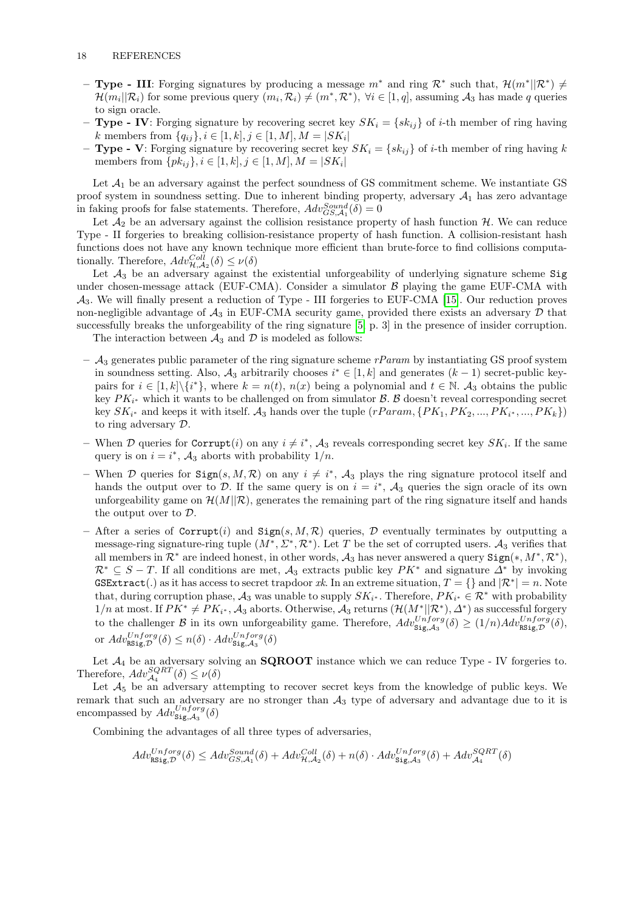- **Type - III**: Forging signatures by producing a message $m^*$ and ring $\mathcal{R}^*$ such that, $\mathcal{H}(m^*||\mathcal{R}^*) \neq \mathcal{H}(m_i||\mathcal{R}_i)$ for some previous query $(m_i, \mathcal{R}_i) \neq (m^*, \mathcal{R}^*)$, $\forall i \in [1, q]$, assuming $\mathcal{A}_3$ has made $q$ queries to sign oracle.
- **Type - IV**: Forging signature by recovering secret key $SK_i = \{sk_{ij}\}$ of $i$-th member of ring having $k$ members from $\{q_{ij}\}, i \in [1, k], j \in [1, M], M = |SK_i|$
- **Type - V**: Forging signature by recovering secret key $SK_i = \{sk_{ij}\}$ of $i$-th member of ring having $k$ members from $\{pk_{ij}\}, i \in [1, k], j \in [1, M], M = |SK_i|$

Let $\mathcal{A}_1$ be an adversary against the perfect soundness of GS commitment scheme. We instantiate GS proof system in soundness setting. Due to inherent binding property, adversary $\mathcal{A}_1$ has zero advantage in faking proofs for false statements. Therefore, $Adv^{Sound}_{GS,\mathcal{A}_1}(\delta) = 0$

Let $\mathcal{A}_2$ be an adversary against the collision resistance property of hash function $\mathcal{H}$. We can reduce Type - II forgeries to breaking collision-resistance property of hash function. A collision-resistant hash functions does not have any known technique more efficient than brute-force to find collisions computationally. Therefore, $Adv^{Coll}_{\mathcal{H},\mathcal{A}_2}(\delta) \leq \nu(\delta)$

Let $\mathcal{A}_3$ be an adversary against the existential unforgeability of underlying signature scheme `Sig` under chosen-message attack (EUF-CMA). Consider a simulator $\mathcal{B}$ playing the game EUF-CMA with $\mathcal{A}_3$. We will finally present a reduction of Type - III forgeries to EUF-CMA [15]. Our reduction proves non-negligible advantage of $\mathcal{A}_3$ in EUF-CMA security game, provided there exists an adversary $\mathcal{D}$ that successfully breaks the unforgeability of the ring signature [5, p. 3] in the presence of insider corruption.

The interaction between $\mathcal{A}_3$ and $\mathcal{D}$ is modeled as follows:

- $\mathcal{A}_3$ generates public parameter of the ring signature scheme $rParam$ by instantiating GS proof system in soundness setting. Also, $\mathcal{A}_3$ arbitrarily chooses $i^* \in [1, k]$ and generates $(k-1)$ secret-public key-pairs for $i \in [1, k] \backslash \{i^*\}$, where $k = n(t)$, $n(x)$ being a polynomial and $t \in \mathbb{N}$. $\mathcal{A}_3$ obtains the public key $PK_{i^*}$ which it wants to be challenged on from simulator $\mathcal{B}$. $\mathcal{B}$ doesn't reveal corresponding secret key $SK_{i^*}$ and keeps it with itself. $\mathcal{A}_3$ hands over the tuple $(rParam, \{PK_1, PK_2, ..., PK_{i^*}, ..., PK_k\})$ to ring adversary $\mathcal{D}$.
- When $\mathcal{D}$ queries for `Corrupt`$(i)$ on any $i \neq i^*$, $\mathcal{A}_3$ reveals corresponding secret key $SK_i$. If the same query is on $i = i^*$, $\mathcal{A}_3$ aborts with probability $1/n$.
- When $\mathcal{D}$ queries for `Sign`$(s, M, \mathcal{R})$ on any $i \neq i^*$, $\mathcal{A}_3$ plays the ring signature protocol itself and hands the output over to $\mathcal{D}$. If the same query is on $i = i^*$, $\mathcal{A}_3$ queries the sign oracle of its own unforgeability game on $\mathcal{H}(M||\mathcal{R})$, generates the remaining part of the ring signature itself and hands the output over to $\mathcal{D}$.
- After a series of `Corrupt`$(i)$ and `Sign`$(s, M, \mathcal{R})$ queries, $\mathcal{D}$ eventually terminates by outputting a message-ring signature-ring tuple $(M^*, \Sigma^*, \mathcal{R}^*)$. Let $T$ be the set of corrupted users. $\mathcal{A}_3$ verifies that all members in $\mathcal{R}^*$ are indeed honest, in other words, $\mathcal{A}_3$ has never answered a query `Sign`$(*, M^*, \mathcal{R}^*)$, $\mathcal{R}^* \subseteq S - T$. If all conditions are met, $\mathcal{A}_3$ extracts public key $PK^*$ and signature $\Delta^*$ by invoking `GSExtract`$(.)$ as it has access to secret trapdoor $xk$. In an extreme situation, $T = \{\}$ and $|\mathcal{R}^*| = n$. Note that, during corruption phase, $\mathcal{A}_3$ was unable to supply $SK_{i^*}$. Therefore, $PK_{i^*} \in \mathcal{R}^*$ with probability $1/n$ at most. If $PK^* \neq PK_{i^*}$, $\mathcal{A}_3$ aborts. Otherwise, $\mathcal{A}_3$ returns $(\mathcal{H}(M^*||\mathcal{R}^*), \Delta^*)$ as successful forgery to the challenger $\mathcal{B}$ in its own unforgeability game. Therefore, $Adv^{Unforg}_{\mathtt{Sig},\mathcal{A}_3}(\delta) \geq (1/n) Adv^{Unforg}_{\mathtt{RSig},\mathcal{D}}(\delta)$, or $Adv^{Unforg}_{\mathtt{RSig},\mathcal{D}}(\delta) \leq n(\delta) \cdot Adv^{Unforg}_{\mathtt{Sig},\mathcal{A}_3}(\delta)$

Let $\mathcal{A}_4$ be an adversary solving an **SQROOT** instance which we can reduce Type - IV forgeries to. Therefore, $Adv^{SQRT}_{\mathcal{A}_4}(\delta) \leq \nu(\delta)$

Let $\mathcal{A}_5$ be an adversary attempting to recover secret keys from the knowledge of public keys. We remark that such an adversary are no stronger than $\mathcal{A}_3$ type of adversary and advantage due to it is encompassed by $Adv^{Unforg}_{\mathtt{Sig},\mathcal{A}_3}(\delta)$

Combining the advantages of all three types of adversaries,

$$Adv^{Unforg}_{\mathtt{RSig},\mathcal{D}}(\delta) \leq Adv^{Sound}_{GS,\mathcal{A}_1}(\delta) + Adv^{Coll}_{\mathcal{H},\mathcal{A}_2}(\delta) + n(\delta) \cdot Adv^{Unforg}_{\mathtt{Sig},\mathcal{A}_3}(\delta) + Adv^{SQRT}_{\mathcal{A}_4}(\delta)$$